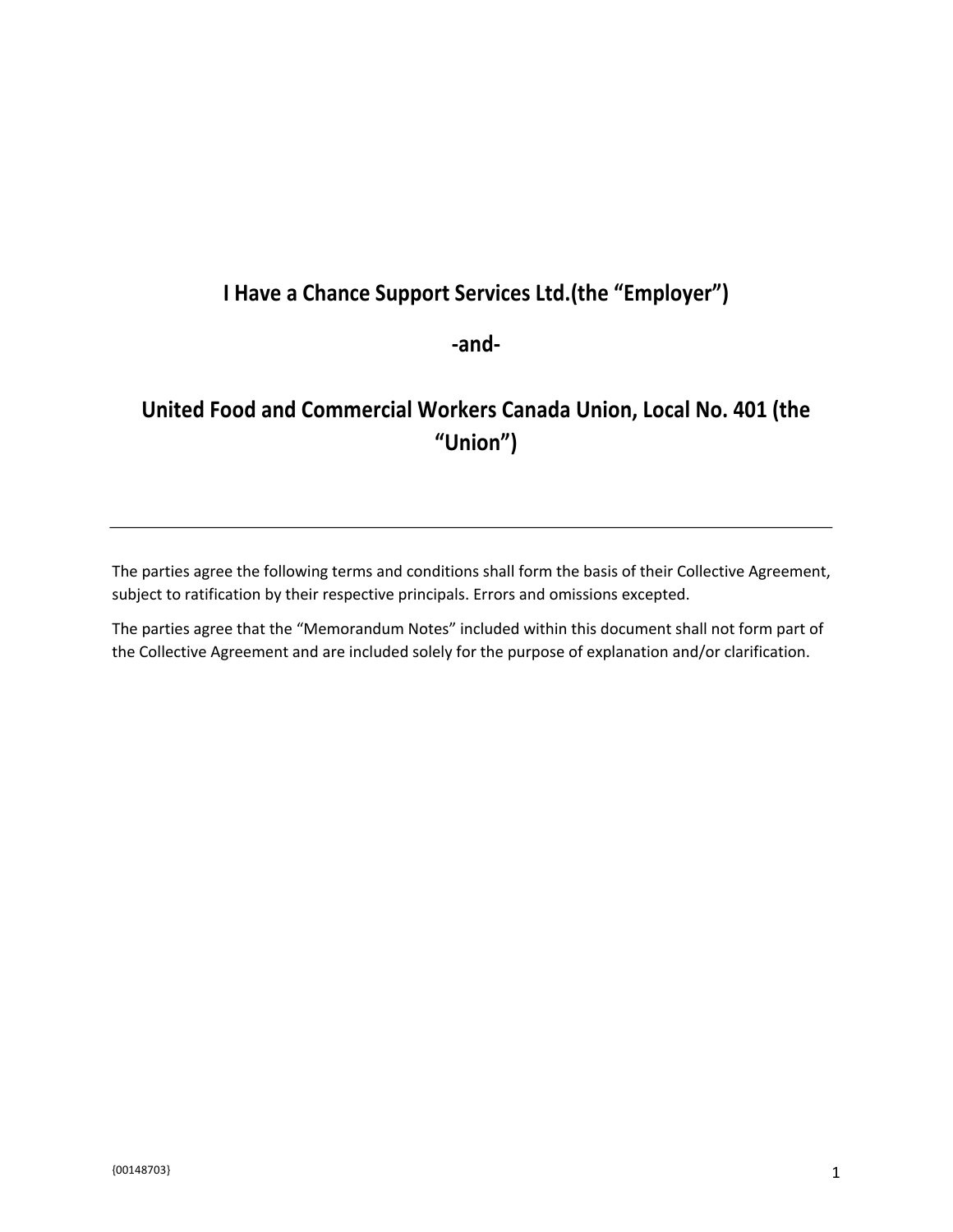# I Have a Chance Support Services Ltd.(the "Employer")

# -and-

# United Food and Commercial Workers Canada Union, Local No. 401 (the "Union")

---

The parties agree the following terms and conditions shall form the basis of their Collective Agreement, subject to ratification by their respective principals. Errors and omissions excepted.

The parties agree that the "Memorandum Notes" included within this document shall not form part of the Collective Agreement and are included solely for the purpose of explanation and/or clarification.

{00148703}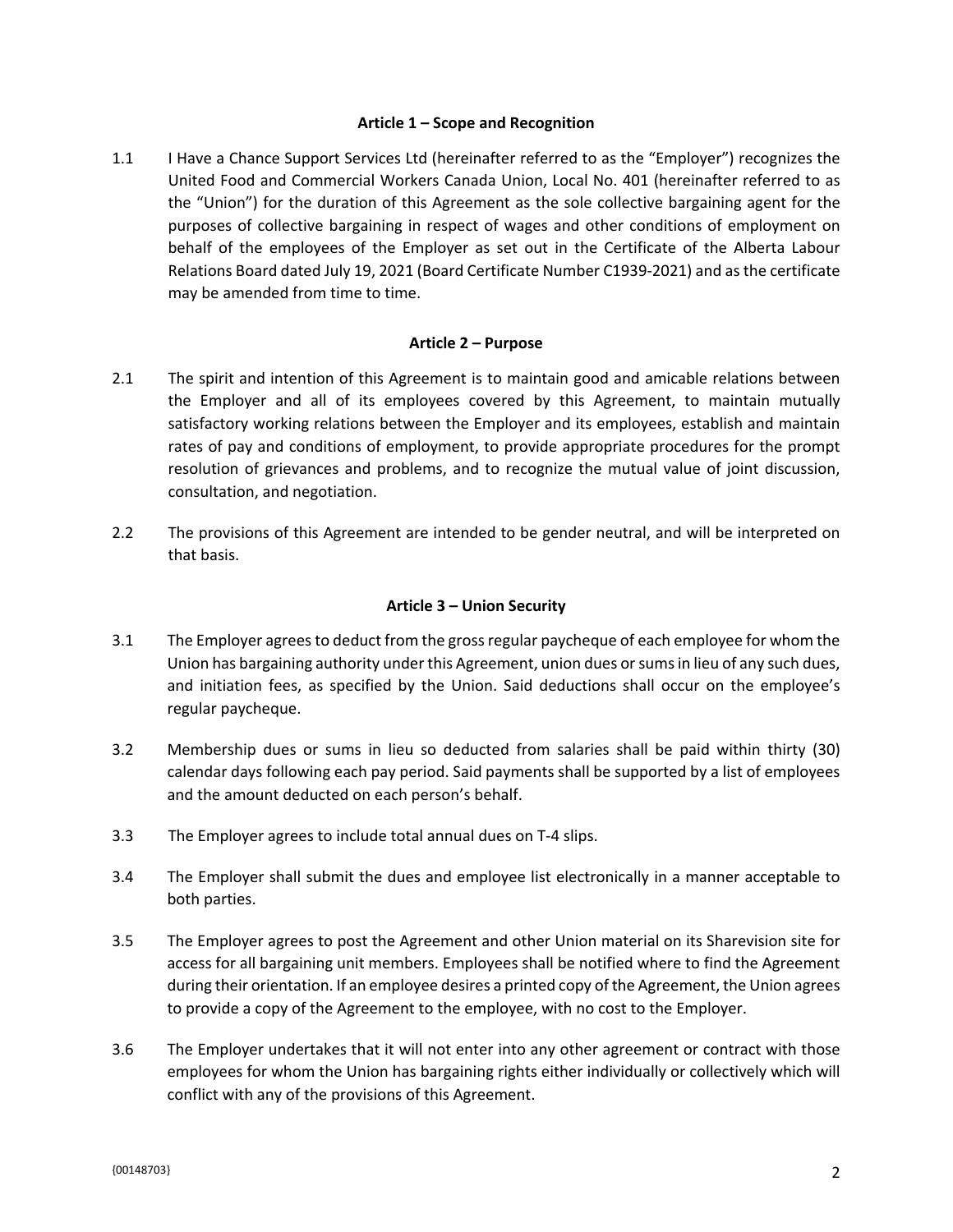## Article 1 – Scope and Recognition

1.1 I Have a Chance Support Services Ltd (hereinafter referred to as the "Employer") recognizes the United Food and Commercial Workers Canada Union, Local No. 401 (hereinafter referred to as the "Union") for the duration of this Agreement as the sole collective bargaining agent for the purposes of collective bargaining in respect of wages and other conditions of employment on behalf of the employees of the Employer as set out in the Certificate of the Alberta Labour Relations Board dated July 19, 2021 (Board Certificate Number C1939-2021) and as the certificate may be amended from time to time.

## Article 2 – Purpose

2.1 The spirit and intention of this Agreement is to maintain good and amicable relations between the Employer and all of its employees covered by this Agreement, to maintain mutually satisfactory working relations between the Employer and its employees, establish and maintain rates of pay and conditions of employment, to provide appropriate procedures for the prompt resolution of grievances and problems, and to recognize the mutual value of joint discussion, consultation, and negotiation.

2.2 The provisions of this Agreement are intended to be gender neutral, and will be interpreted on that basis.

## Article 3 – Union Security

3.1 The Employer agrees to deduct from the gross regular paycheque of each employee for whom the Union has bargaining authority under this Agreement, union dues or sums in lieu of any such dues, and initiation fees, as specified by the Union. Said deductions shall occur on the employee's regular paycheque.

3.2 Membership dues or sums in lieu so deducted from salaries shall be paid within thirty (30) calendar days following each pay period. Said payments shall be supported by a list of employees and the amount deducted on each person's behalf.

3.3 The Employer agrees to include total annual dues on T-4 slips.

3.4 The Employer shall submit the dues and employee list electronically in a manner acceptable to both parties.

3.5 The Employer agrees to post the Agreement and other Union material on its Sharevision site for access for all bargaining unit members. Employees shall be notified where to find the Agreement during their orientation. If an employee desires a printed copy of the Agreement, the Union agrees to provide a copy of the Agreement to the employee, with no cost to the Employer.

3.6 The Employer undertakes that it will not enter into any other agreement or contract with those employees for whom the Union has bargaining rights either individually or collectively which will conflict with any of the provisions of this Agreement.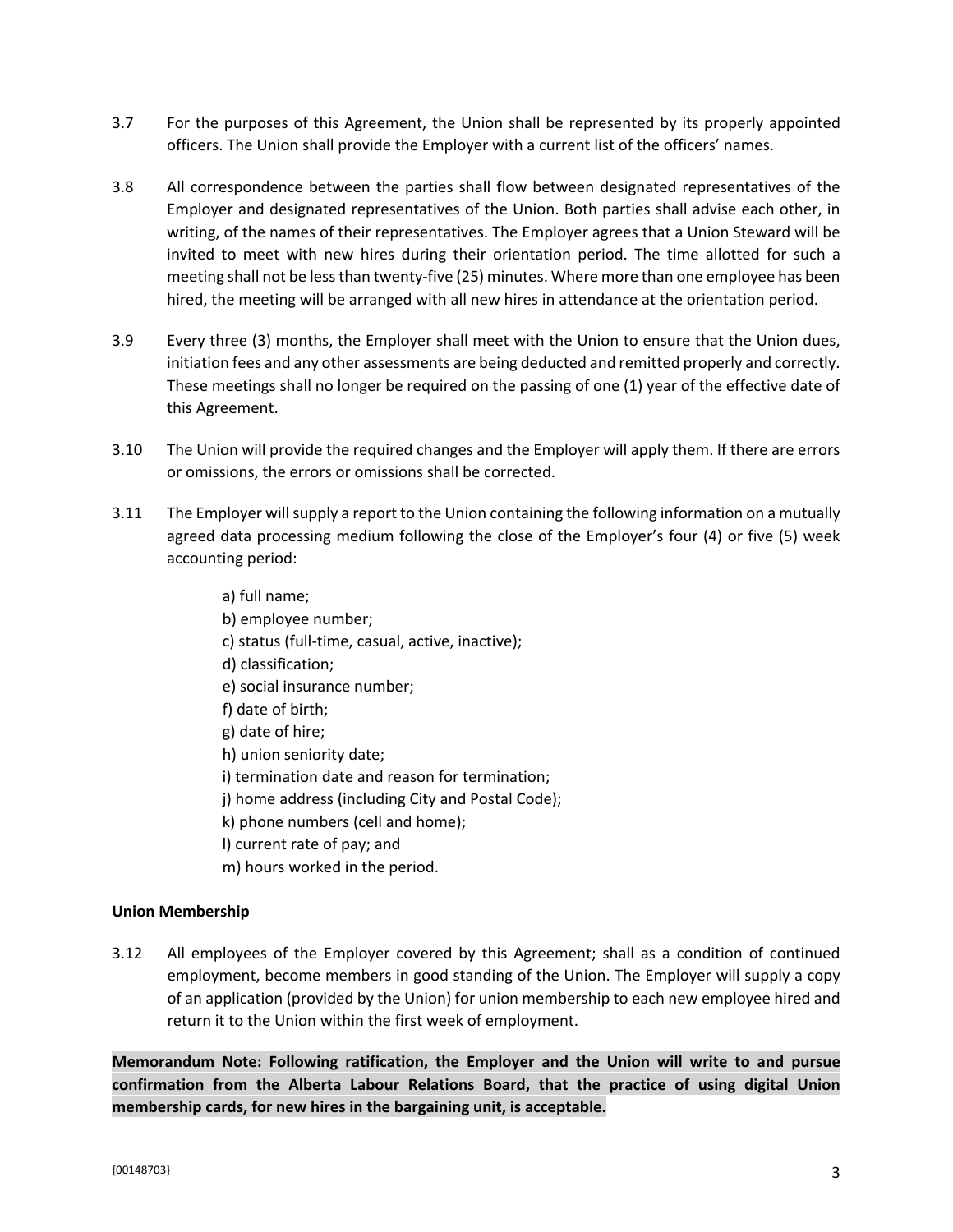3.7 For the purposes of this Agreement, the Union shall be represented by its properly appointed officers. The Union shall provide the Employer with a current list of the officers' names.

3.8 All correspondence between the parties shall flow between designated representatives of the Employer and designated representatives of the Union. Both parties shall advise each other, in writing, of the names of their representatives. The Employer agrees that a Union Steward will be invited to meet with new hires during their orientation period. The time allotted for such a meeting shall not be less than twenty-five (25) minutes. Where more than one employee has been hired, the meeting will be arranged with all new hires in attendance at the orientation period.

3.9 Every three (3) months, the Employer shall meet with the Union to ensure that the Union dues, initiation fees and any other assessments are being deducted and remitted properly and correctly. These meetings shall no longer be required on the passing of one (1) year of the effective date of this Agreement.

3.10 The Union will provide the required changes and the Employer will apply them. If there are errors or omissions, the errors or omissions shall be corrected.

3.11 The Employer will supply a report to the Union containing the following information on a mutually agreed data processing medium following the close of the Employer's four (4) or five (5) week accounting period:

a) full name;
b) employee number;
c) status (full-time, casual, active, inactive);
d) classification;
e) social insurance number;
f) date of birth;
g) date of hire;
h) union seniority date;
i) termination date and reason for termination;
j) home address (including City and Postal Code);
k) phone numbers (cell and home);
l) current rate of pay; and
m) hours worked in the period.

**Union Membership**

3.12 All employees of the Employer covered by this Agreement; shall as a condition of continued employment, become members in good standing of the Union. The Employer will supply a copy of an application (provided by the Union) for union membership to each new employee hired and return it to the Union within the first week of employment.

**Memorandum Note: Following ratification, the Employer and the Union will write to and pursue confirmation from the Alberta Labour Relations Board, that the practice of using digital Union membership cards, for new hires in the bargaining unit, is acceptable.**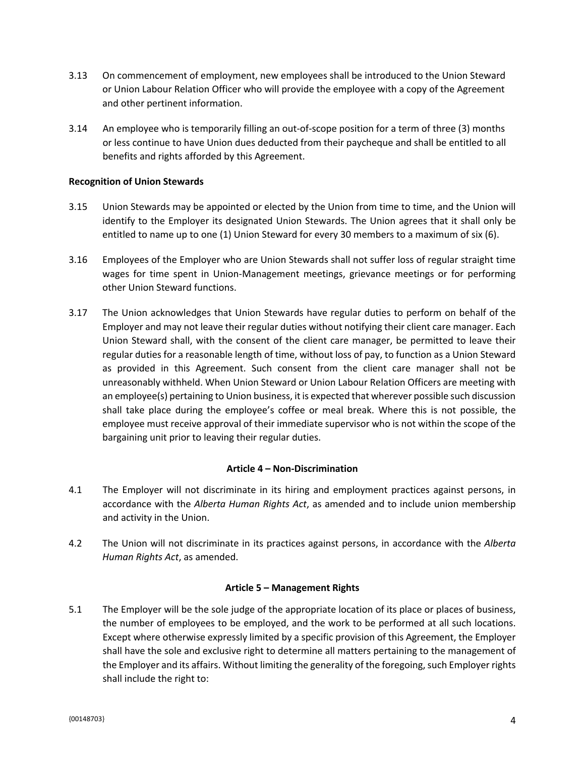3.13 On commencement of employment, new employees shall be introduced to the Union Steward or Union Labour Relation Officer who will provide the employee with a copy of the Agreement and other pertinent information.

3.14 An employee who is temporarily filling an out-of-scope position for a term of three (3) months or less continue to have Union dues deducted from their paycheque and shall be entitled to all benefits and rights afforded by this Agreement.

**Recognition of Union Stewards**

3.15 Union Stewards may be appointed or elected by the Union from time to time, and the Union will identify to the Employer its designated Union Stewards. The Union agrees that it shall only be entitled to name up to one (1) Union Steward for every 30 members to a maximum of six (6).

3.16 Employees of the Employer who are Union Stewards shall not suffer loss of regular straight time wages for time spent in Union-Management meetings, grievance meetings or for performing other Union Steward functions.

3.17 The Union acknowledges that Union Stewards have regular duties to perform on behalf of the Employer and may not leave their regular duties without notifying their client care manager. Each Union Steward shall, with the consent of the client care manager, be permitted to leave their regular duties for a reasonable length of time, without loss of pay, to function as a Union Steward as provided in this Agreement. Such consent from the client care manager shall not be unreasonably withheld. When Union Steward or Union Labour Relation Officers are meeting with an employee(s) pertaining to Union business, it is expected that wherever possible such discussion shall take place during the employee's coffee or meal break. Where this is not possible, the employee must receive approval of their immediate supervisor who is not within the scope of the bargaining unit prior to leaving their regular duties.

## Article 4 – Non-Discrimination

4.1 The Employer will not discriminate in its hiring and employment practices against persons, in accordance with the *Alberta Human Rights Act*, as amended and to include union membership and activity in the Union.

4.2 The Union will not discriminate in its practices against persons, in accordance with the *Alberta Human Rights Act*, as amended.

## Article 5 – Management Rights

5.1 The Employer will be the sole judge of the appropriate location of its place or places of business, the number of employees to be employed, and the work to be performed at all such locations. Except where otherwise expressly limited by a specific provision of this Agreement, the Employer shall have the sole and exclusive right to determine all matters pertaining to the management of the Employer and its affairs. Without limiting the generality of the foregoing, such Employer rights shall include the right to: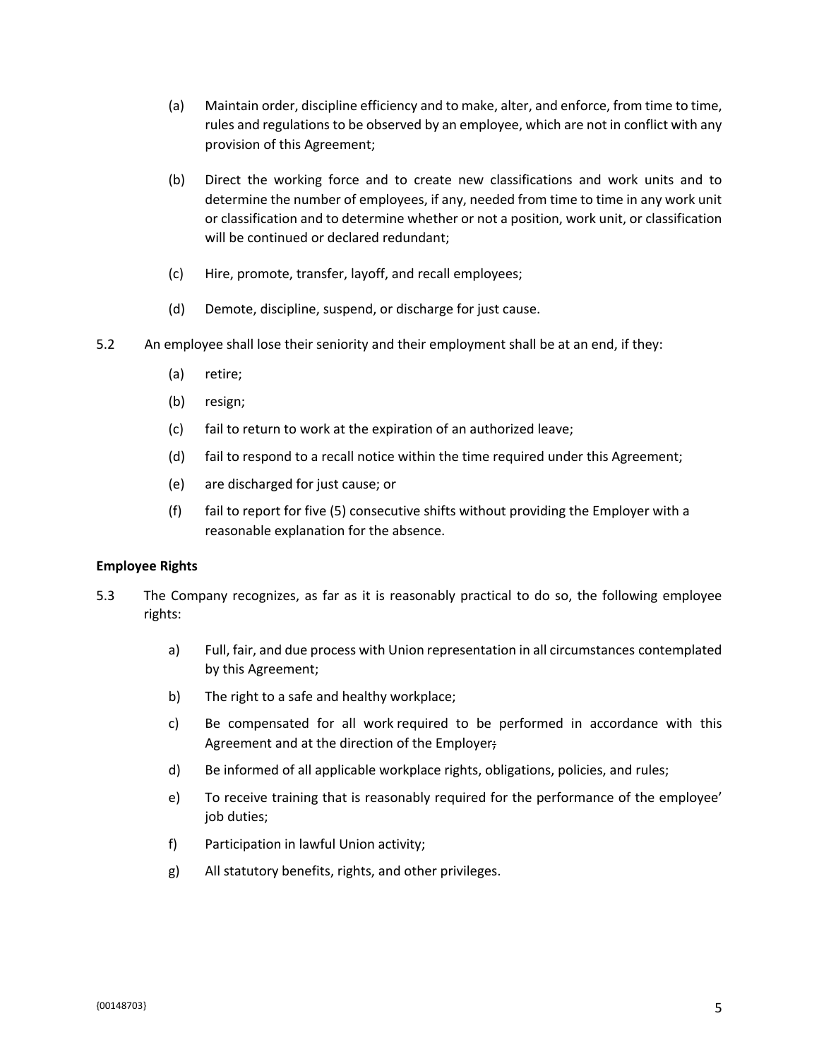(a) Maintain order, discipline efficiency and to make, alter, and enforce, from time to time, rules and regulations to be observed by an employee, which are not in conflict with any provision of this Agreement;

(b) Direct the working force and to create new classifications and work units and to determine the number of employees, if any, needed from time to time in any work unit or classification and to determine whether or not a position, work unit, or classification will be continued or declared redundant;

(c) Hire, promote, transfer, layoff, and recall employees;

(d) Demote, discipline, suspend, or discharge for just cause.

5.2 An employee shall lose their seniority and their employment shall be at an end, if they:

(a) retire;

(b) resign;

(c) fail to return to work at the expiration of an authorized leave;

(d) fail to respond to a recall notice within the time required under this Agreement;

(e) are discharged for just cause; or

(f) fail to report for five (5) consecutive shifts without providing the Employer with a reasonable explanation for the absence.

**Employee Rights**

5.3 The Company recognizes, as far as it is reasonably practical to do so, the following employee rights:

a) Full, fair, and due process with Union representation in all circumstances contemplated by this Agreement;

b) The right to a safe and healthy workplace;

c) Be compensated for all work required to be performed in accordance with this Agreement and at the direction of the Employer;

d) Be informed of all applicable workplace rights, obligations, policies, and rules;

e) To receive training that is reasonably required for the performance of the employee' job duties;

f) Participation in lawful Union activity;

g) All statutory benefits, rights, and other privileges.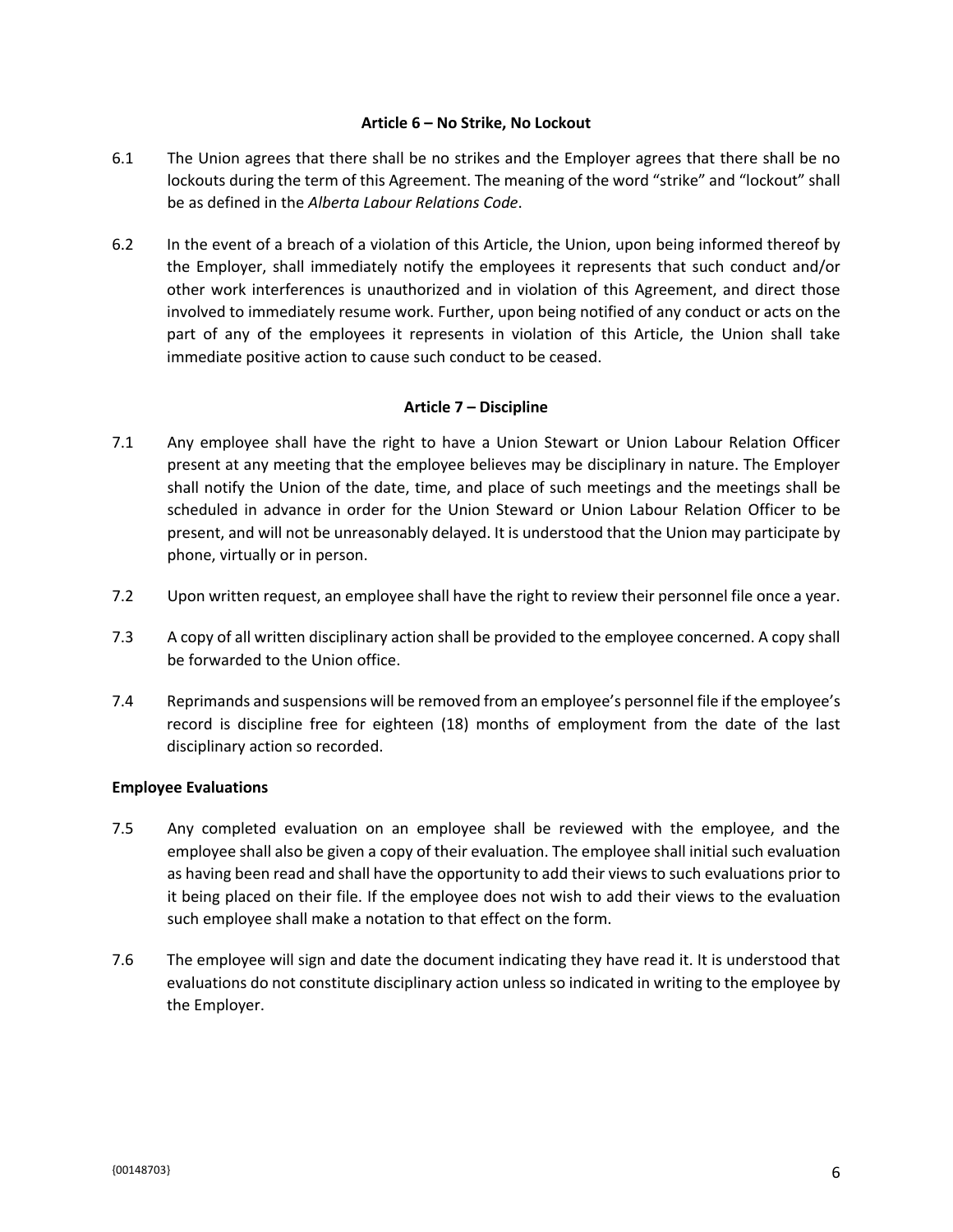### Article 6 – No Strike, No Lockout

6.1 The Union agrees that there shall be no strikes and the Employer agrees that there shall be no lockouts during the term of this Agreement. The meaning of the word "strike" and "lockout" shall be as defined in the *Alberta Labour Relations Code*.

6.2 In the event of a breach of a violation of this Article, the Union, upon being informed thereof by the Employer, shall immediately notify the employees it represents that such conduct and/or other work interferences is unauthorized and in violation of this Agreement, and direct those involved to immediately resume work. Further, upon being notified of any conduct or acts on the part of any of the employees it represents in violation of this Article, the Union shall take immediate positive action to cause such conduct to be ceased.

### Article 7 – Discipline

7.1 Any employee shall have the right to have a Union Stewart or Union Labour Relation Officer present at any meeting that the employee believes may be disciplinary in nature. The Employer shall notify the Union of the date, time, and place of such meetings and the meetings shall be scheduled in advance in order for the Union Steward or Union Labour Relation Officer to be present, and will not be unreasonably delayed. It is understood that the Union may participate by phone, virtually or in person.

7.2 Upon written request, an employee shall have the right to review their personnel file once a year.

7.3 A copy of all written disciplinary action shall be provided to the employee concerned. A copy shall be forwarded to the Union office.

7.4 Reprimands and suspensions will be removed from an employee's personnel file if the employee's record is discipline free for eighteen (18) months of employment from the date of the last disciplinary action so recorded.

**Employee Evaluations**

7.5 Any completed evaluation on an employee shall be reviewed with the employee, and the employee shall also be given a copy of their evaluation. The employee shall initial such evaluation as having been read and shall have the opportunity to add their views to such evaluations prior to it being placed on their file. If the employee does not wish to add their views to the evaluation such employee shall make a notation to that effect on the form.

7.6 The employee will sign and date the document indicating they have read it. It is understood that evaluations do not constitute disciplinary action unless so indicated in writing to the employee by the Employer.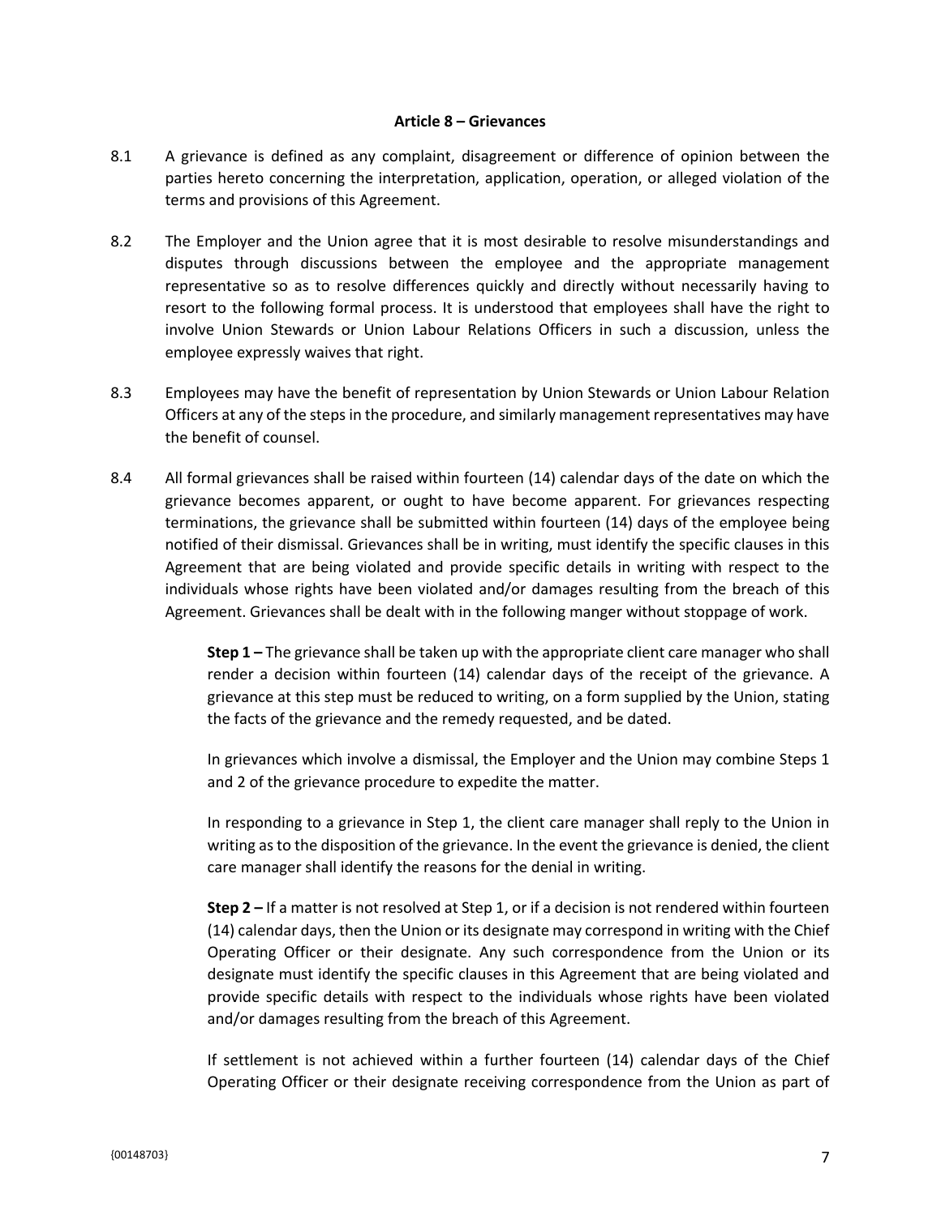## Article 8 – Grievances

8.1 A grievance is defined as any complaint, disagreement or difference of opinion between the parties hereto concerning the interpretation, application, operation, or alleged violation of the terms and provisions of this Agreement.

8.2 The Employer and the Union agree that it is most desirable to resolve misunderstandings and disputes through discussions between the employee and the appropriate management representative so as to resolve differences quickly and directly without necessarily having to resort to the following formal process. It is understood that employees shall have the right to involve Union Stewards or Union Labour Relations Officers in such a discussion, unless the employee expressly waives that right.

8.3 Employees may have the benefit of representation by Union Stewards or Union Labour Relation Officers at any of the steps in the procedure, and similarly management representatives may have the benefit of counsel.

8.4 All formal grievances shall be raised within fourteen (14) calendar days of the date on which the grievance becomes apparent, or ought to have become apparent. For grievances respecting terminations, the grievance shall be submitted within fourteen (14) days of the employee being notified of their dismissal. Grievances shall be in writing, must identify the specific clauses in this Agreement that are being violated and provide specific details in writing with respect to the individuals whose rights have been violated and/or damages resulting from the breach of this Agreement. Grievances shall be dealt with in the following manger without stoppage of work.

**Step 1 –** The grievance shall be taken up with the appropriate client care manager who shall render a decision within fourteen (14) calendar days of the receipt of the grievance. A grievance at this step must be reduced to writing, on a form supplied by the Union, stating the facts of the grievance and the remedy requested, and be dated.

In grievances which involve a dismissal, the Employer and the Union may combine Steps 1 and 2 of the grievance procedure to expedite the matter.

In responding to a grievance in Step 1, the client care manager shall reply to the Union in writing as to the disposition of the grievance. In the event the grievance is denied, the client care manager shall identify the reasons for the denial in writing.

**Step 2 –** If a matter is not resolved at Step 1, or if a decision is not rendered within fourteen (14) calendar days, then the Union or its designate may correspond in writing with the Chief Operating Officer or their designate. Any such correspondence from the Union or its designate must identify the specific clauses in this Agreement that are being violated and provide specific details with respect to the individuals whose rights have been violated and/or damages resulting from the breach of this Agreement.

If settlement is not achieved within a further fourteen (14) calendar days of the Chief Operating Officer or their designate receiving correspondence from the Union as part of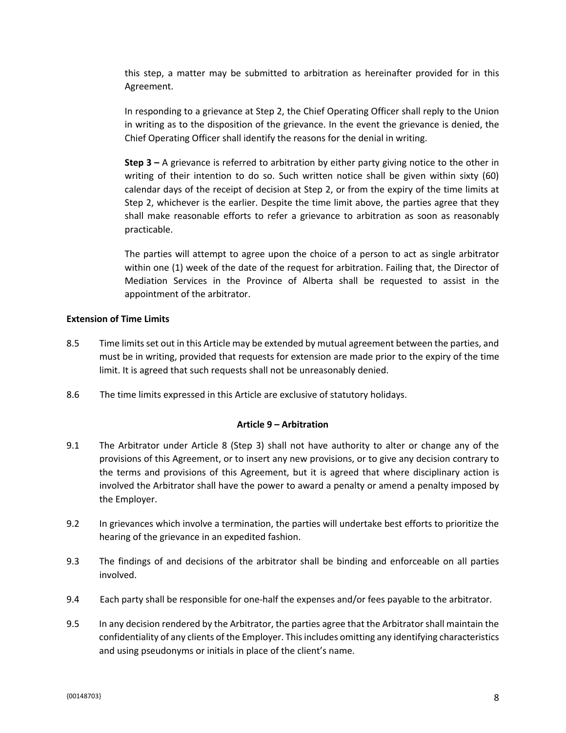this step, a matter may be submitted to arbitration as hereinafter provided for in this Agreement.

In responding to a grievance at Step 2, the Chief Operating Officer shall reply to the Union in writing as to the disposition of the grievance. In the event the grievance is denied, the Chief Operating Officer shall identify the reasons for the denial in writing.

**Step 3 –** A grievance is referred to arbitration by either party giving notice to the other in writing of their intention to do so. Such written notice shall be given within sixty (60) calendar days of the receipt of decision at Step 2, or from the expiry of the time limits at Step 2, whichever is the earlier. Despite the time limit above, the parties agree that they shall make reasonable efforts to refer a grievance to arbitration as soon as reasonably practicable.

The parties will attempt to agree upon the choice of a person to act as single arbitrator within one (1) week of the date of the request for arbitration. Failing that, the Director of Mediation Services in the Province of Alberta shall be requested to assist in the appointment of the arbitrator.

**Extension of Time Limits**

8.5 Time limits set out in this Article may be extended by mutual agreement between the parties, and must be in writing, provided that requests for extension are made prior to the expiry of the time limit. It is agreed that such requests shall not be unreasonably denied.

8.6 The time limits expressed in this Article are exclusive of statutory holidays.

## Article 9 – Arbitration

9.1 The Arbitrator under Article 8 (Step 3) shall not have authority to alter or change any of the provisions of this Agreement, or to insert any new provisions, or to give any decision contrary to the terms and provisions of this Agreement, but it is agreed that where disciplinary action is involved the Arbitrator shall have the power to award a penalty or amend a penalty imposed by the Employer.

9.2 In grievances which involve a termination, the parties will undertake best efforts to prioritize the hearing of the grievance in an expedited fashion.

9.3 The findings of and decisions of the arbitrator shall be binding and enforceable on all parties involved.

9.4 Each party shall be responsible for one-half the expenses and/or fees payable to the arbitrator.

9.5 In any decision rendered by the Arbitrator, the parties agree that the Arbitrator shall maintain the confidentiality of any clients of the Employer. This includes omitting any identifying characteristics and using pseudonyms or initials in place of the client's name.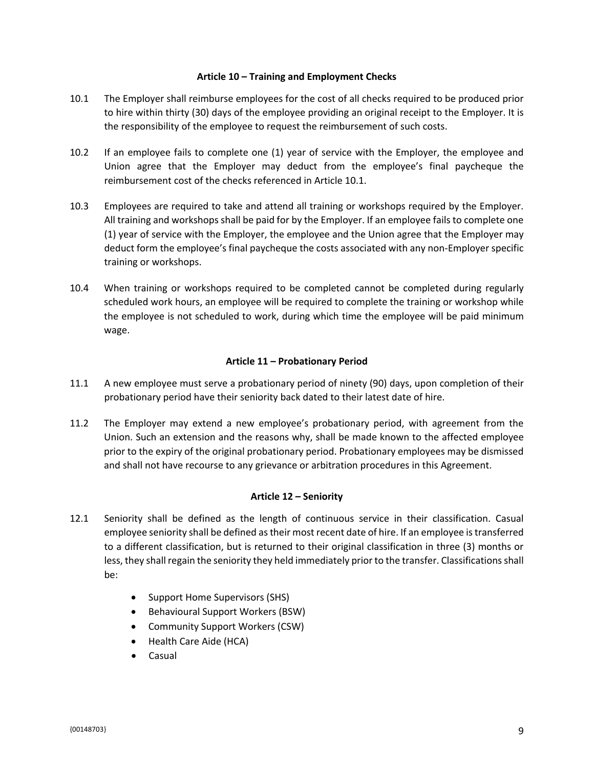### Article 10 – Training and Employment Checks

10.1 The Employer shall reimburse employees for the cost of all checks required to be produced prior to hire within thirty (30) days of the employee providing an original receipt to the Employer. It is the responsibility of the employee to request the reimbursement of such costs.

10.2 If an employee fails to complete one (1) year of service with the Employer, the employee and Union agree that the Employer may deduct from the employee's final paycheque the reimbursement cost of the checks referenced in Article 10.1.

10.3 Employees are required to take and attend all training or workshops required by the Employer. All training and workshops shall be paid for by the Employer. If an employee fails to complete one (1) year of service with the Employer, the employee and the Union agree that the Employer may deduct form the employee's final paycheque the costs associated with any non-Employer specific training or workshops.

10.4 When training or workshops required to be completed cannot be completed during regularly scheduled work hours, an employee will be required to complete the training or workshop while the employee is not scheduled to work, during which time the employee will be paid minimum wage.

### Article 11 – Probationary Period

11.1 A new employee must serve a probationary period of ninety (90) days, upon completion of their probationary period have their seniority back dated to their latest date of hire.

11.2 The Employer may extend a new employee's probationary period, with agreement from the Union. Such an extension and the reasons why, shall be made known to the affected employee prior to the expiry of the original probationary period. Probationary employees may be dismissed and shall not have recourse to any grievance or arbitration procedures in this Agreement.

### Article 12 – Seniority

12.1 Seniority shall be defined as the length of continuous service in their classification. Casual employee seniority shall be defined as their most recent date of hire. If an employee is transferred to a different classification, but is returned to their original classification in three (3) months or less, they shall regain the seniority they held immediately prior to the transfer. Classifications shall be:

- Support Home Supervisors (SHS)
- Behavioural Support Workers (BSW)
- Community Support Workers (CSW)
- Health Care Aide (HCA)
- Casual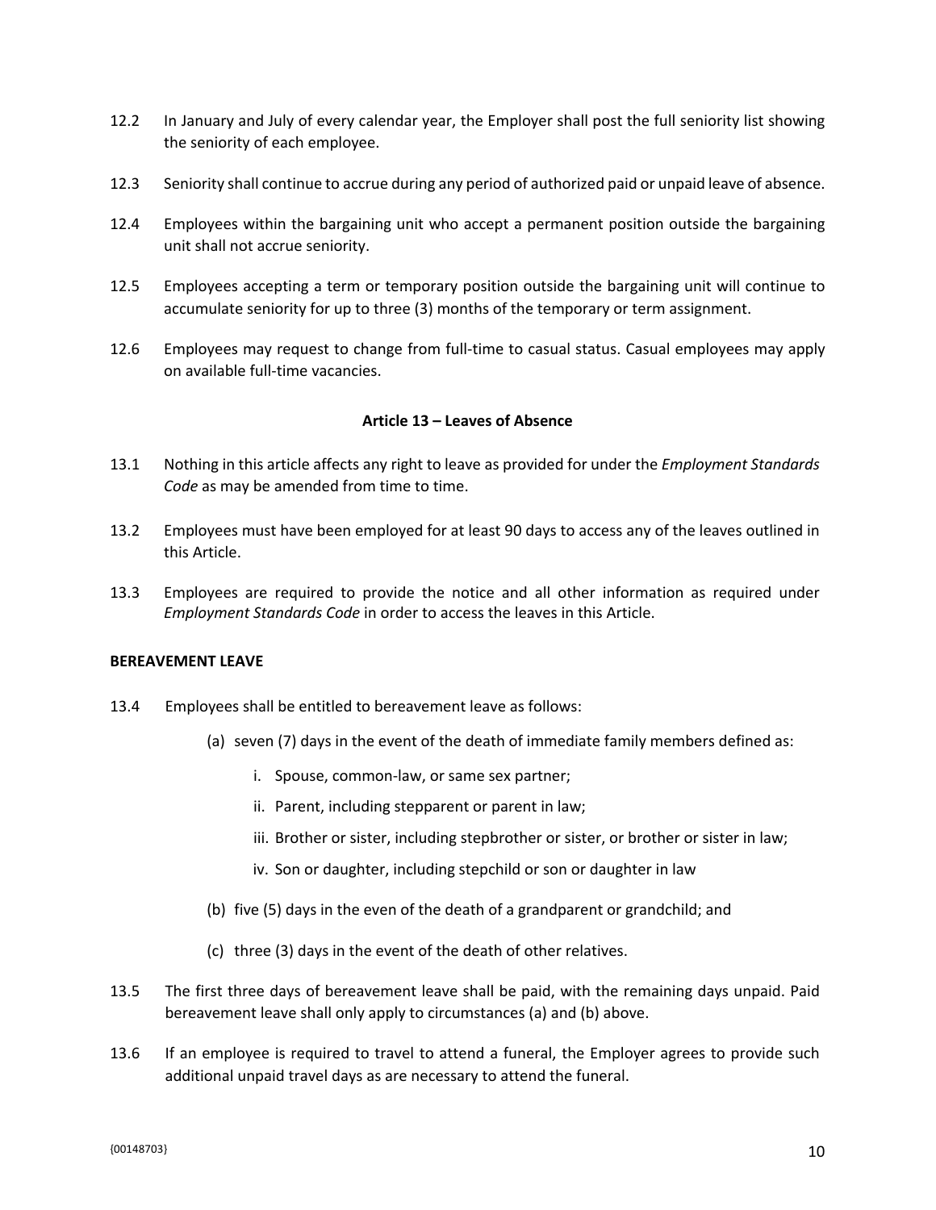12.2 In January and July of every calendar year, the Employer shall post the full seniority list showing the seniority of each employee.

12.3 Seniority shall continue to accrue during any period of authorized paid or unpaid leave of absence.

12.4 Employees within the bargaining unit who accept a permanent position outside the bargaining unit shall not accrue seniority.

12.5 Employees accepting a term or temporary position outside the bargaining unit will continue to accumulate seniority for up to three (3) months of the temporary or term assignment.

12.6 Employees may request to change from full-time to casual status. Casual employees may apply on available full-time vacancies.

## Article 13 – Leaves of Absence

13.1 Nothing in this article affects any right to leave as provided for under the *Employment Standards Code* as may be amended from time to time.

13.2 Employees must have been employed for at least 90 days to access any of the leaves outlined in this Article.

13.3 Employees are required to provide the notice and all other information as required under *Employment Standards Code* in order to access the leaves in this Article.

### BEREAVEMENT LEAVE

13.4 Employees shall be entitled to bereavement leave as follows:

(a) seven (7) days in the event of the death of immediate family members defined as:

i. Spouse, common-law, or same sex partner;

ii. Parent, including stepparent or parent in law;

iii. Brother or sister, including stepbrother or sister, or brother or sister in law;

iv. Son or daughter, including stepchild or son or daughter in law

(b) five (5) days in the even of the death of a grandparent or grandchild; and

(c) three (3) days in the event of the death of other relatives.

13.5 The first three days of bereavement leave shall be paid, with the remaining days unpaid. Paid bereavement leave shall only apply to circumstances (a) and (b) above.

13.6 If an employee is required to travel to attend a funeral, the Employer agrees to provide such additional unpaid travel days as are necessary to attend the funeral.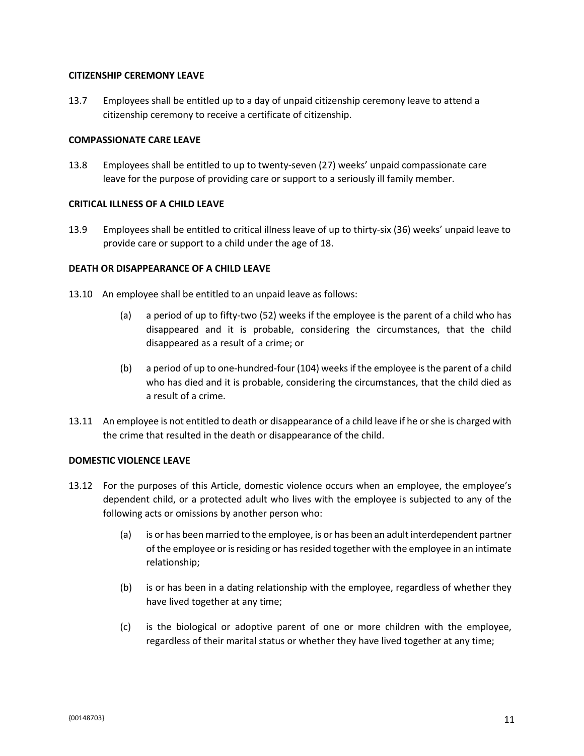**CITIZENSHIP CEREMONY LEAVE**

13.7 Employees shall be entitled up to a day of unpaid citizenship ceremony leave to attend a citizenship ceremony to receive a certificate of citizenship.

**COMPASSIONATE CARE LEAVE**

13.8 Employees shall be entitled to up to twenty-seven (27) weeks' unpaid compassionate care leave for the purpose of providing care or support to a seriously ill family member.

**CRITICAL ILLNESS OF A CHILD LEAVE**

13.9 Employees shall be entitled to critical illness leave of up to thirty-six (36) weeks' unpaid leave to provide care or support to a child under the age of 18.

**DEATH OR DISAPPEARANCE OF A CHILD LEAVE**

13.10 An employee shall be entitled to an unpaid leave as follows:

(a) a period of up to fifty-two (52) weeks if the employee is the parent of a child who has disappeared and it is probable, considering the circumstances, that the child disappeared as a result of a crime; or

(b) a period of up to one-hundred-four (104) weeks if the employee is the parent of a child who has died and it is probable, considering the circumstances, that the child died as a result of a crime.

13.11 An employee is not entitled to death or disappearance of a child leave if he or she is charged with the crime that resulted in the death or disappearance of the child.

**DOMESTIC VIOLENCE LEAVE**

13.12 For the purposes of this Article, domestic violence occurs when an employee, the employee's dependent child, or a protected adult who lives with the employee is subjected to any of the following acts or omissions by another person who:

(a) is or has been married to the employee, is or has been an adult interdependent partner of the employee or is residing or has resided together with the employee in an intimate relationship;

(b) is or has been in a dating relationship with the employee, regardless of whether they have lived together at any time;

(c) is the biological or adoptive parent of one or more children with the employee, regardless of their marital status or whether they have lived together at any time;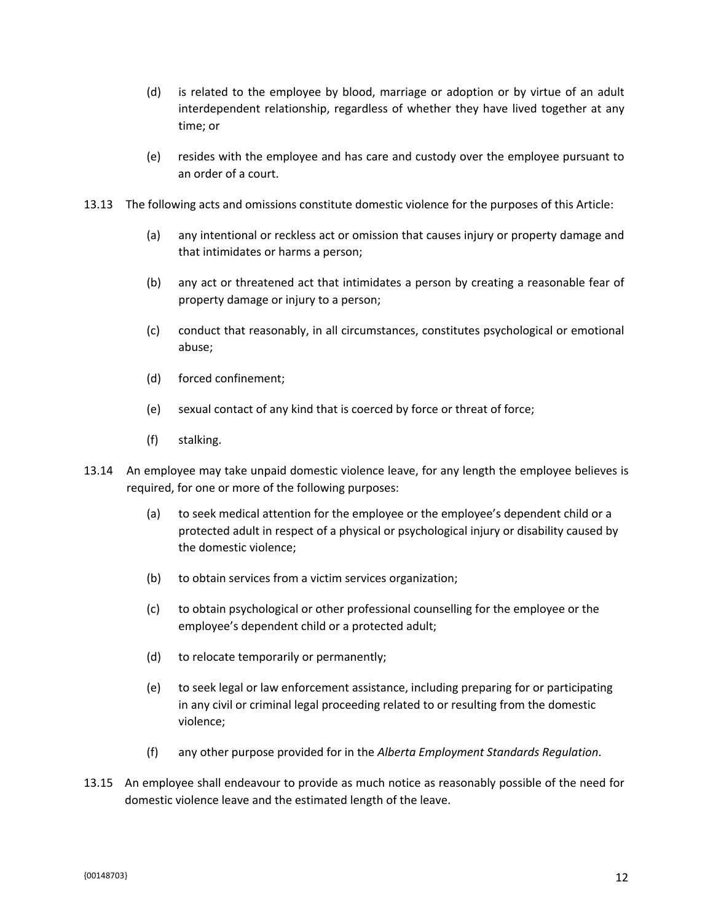(d) is related to the employee by blood, marriage or adoption or by virtue of an adult interdependent relationship, regardless of whether they have lived together at any time; or

(e) resides with the employee and has care and custody over the employee pursuant to an order of a court.

13.13 The following acts and omissions constitute domestic violence for the purposes of this Article:

(a) any intentional or reckless act or omission that causes injury or property damage and that intimidates or harms a person;

(b) any act or threatened act that intimidates a person by creating a reasonable fear of property damage or injury to a person;

(c) conduct that reasonably, in all circumstances, constitutes psychological or emotional abuse;

(d) forced confinement;

(e) sexual contact of any kind that is coerced by force or threat of force;

(f) stalking.

13.14 An employee may take unpaid domestic violence leave, for any length the employee believes is required, for one or more of the following purposes:

(a) to seek medical attention for the employee or the employee's dependent child or a protected adult in respect of a physical or psychological injury or disability caused by the domestic violence;

(b) to obtain services from a victim services organization;

(c) to obtain psychological or other professional counselling for the employee or the employee's dependent child or a protected adult;

(d) to relocate temporarily or permanently;

(e) to seek legal or law enforcement assistance, including preparing for or participating in any civil or criminal legal proceeding related to or resulting from the domestic violence;

(f) any other purpose provided for in the *Alberta Employment Standards Regulation*.

13.15 An employee shall endeavour to provide as much notice as reasonably possible of the need for domestic violence leave and the estimated length of the leave.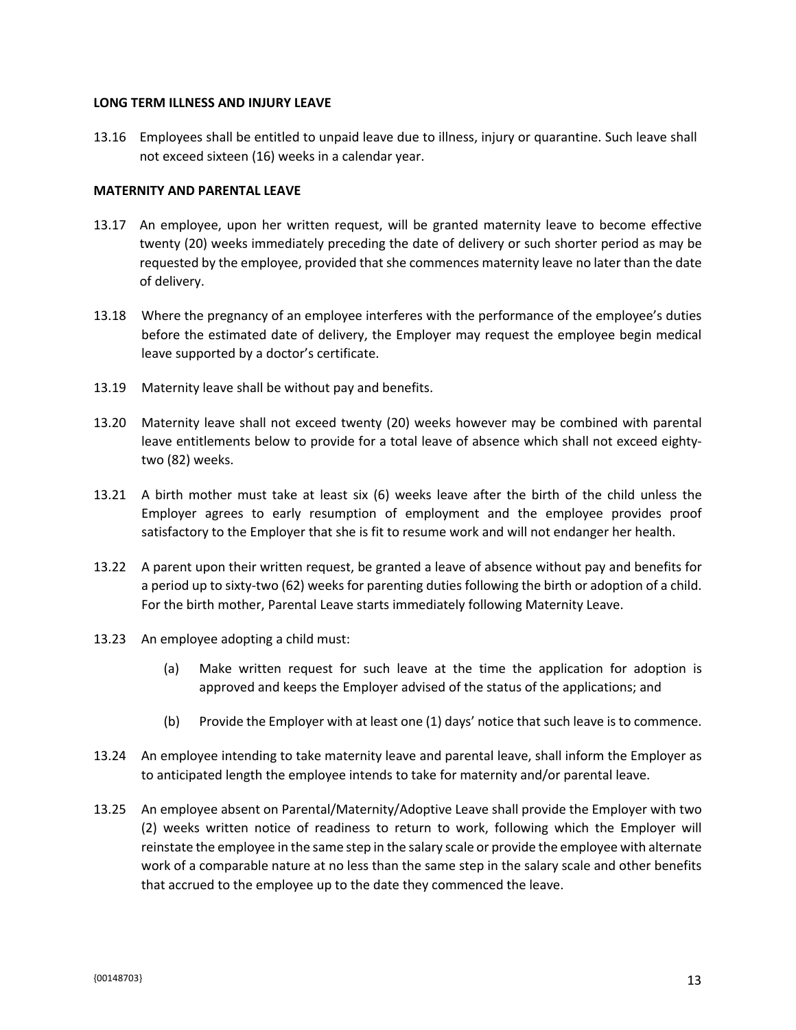**LONG TERM ILLNESS AND INJURY LEAVE**

13.16 Employees shall be entitled to unpaid leave due to illness, injury or quarantine. Such leave shall not exceed sixteen (16) weeks in a calendar year.

**MATERNITY AND PARENTAL LEAVE**

13.17 An employee, upon her written request, will be granted maternity leave to become effective twenty (20) weeks immediately preceding the date of delivery or such shorter period as may be requested by the employee, provided that she commences maternity leave no later than the date of delivery.

13.18 Where the pregnancy of an employee interferes with the performance of the employee's duties before the estimated date of delivery, the Employer may request the employee begin medical leave supported by a doctor's certificate.

13.19 Maternity leave shall be without pay and benefits.

13.20 Maternity leave shall not exceed twenty (20) weeks however may be combined with parental leave entitlements below to provide for a total leave of absence which shall not exceed eighty-two (82) weeks.

13.21 A birth mother must take at least six (6) weeks leave after the birth of the child unless the Employer agrees to early resumption of employment and the employee provides proof satisfactory to the Employer that she is fit to resume work and will not endanger her health.

13.22 A parent upon their written request, be granted a leave of absence without pay and benefits for a period up to sixty-two (62) weeks for parenting duties following the birth or adoption of a child. For the birth mother, Parental Leave starts immediately following Maternity Leave.

13.23 An employee adopting a child must:

(a) Make written request for such leave at the time the application for adoption is approved and keeps the Employer advised of the status of the applications; and

(b) Provide the Employer with at least one (1) days' notice that such leave is to commence.

13.24 An employee intending to take maternity leave and parental leave, shall inform the Employer as to anticipated length the employee intends to take for maternity and/or parental leave.

13.25 An employee absent on Parental/Maternity/Adoptive Leave shall provide the Employer with two (2) weeks written notice of readiness to return to work, following which the Employer will reinstate the employee in the same step in the salary scale or provide the employee with alternate work of a comparable nature at no less than the same step in the salary scale and other benefits that accrued to the employee up to the date they commenced the leave.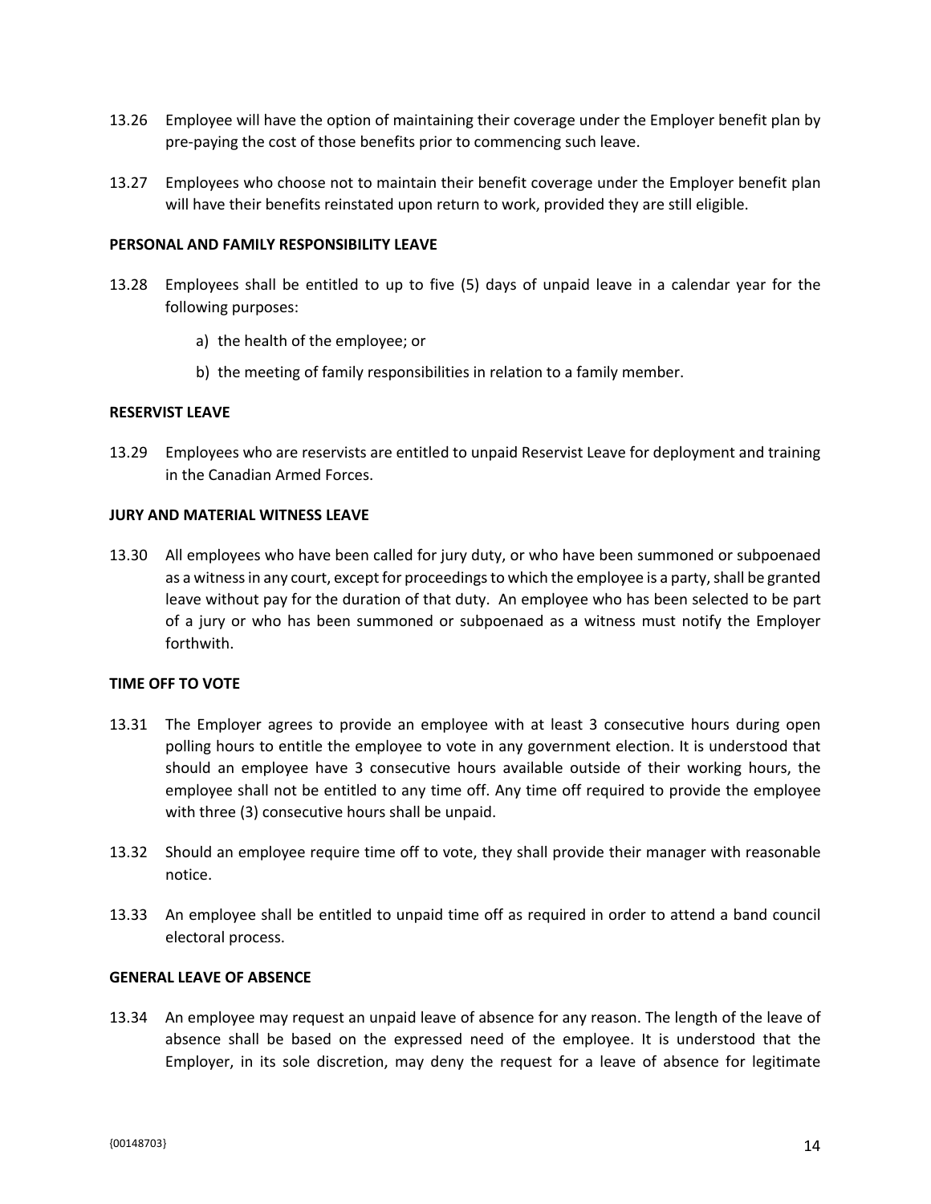13.26 Employee will have the option of maintaining their coverage under the Employer benefit plan by pre-paying the cost of those benefits prior to commencing such leave.

13.27 Employees who choose not to maintain their benefit coverage under the Employer benefit plan will have their benefits reinstated upon return to work, provided they are still eligible.

**PERSONAL AND FAMILY RESPONSIBILITY LEAVE**

13.28 Employees shall be entitled to up to five (5) days of unpaid leave in a calendar year for the following purposes:

a) the health of the employee; or

b) the meeting of family responsibilities in relation to a family member.

**RESERVIST LEAVE**

13.29 Employees who are reservists are entitled to unpaid Reservist Leave for deployment and training in the Canadian Armed Forces.

**JURY AND MATERIAL WITNESS LEAVE**

13.30 All employees who have been called for jury duty, or who have been summoned or subpoenaed as a witness in any court, except for proceedings to which the employee is a party, shall be granted leave without pay for the duration of that duty. An employee who has been selected to be part of a jury or who has been summoned or subpoenaed as a witness must notify the Employer forthwith.

**TIME OFF TO VOTE**

13.31 The Employer agrees to provide an employee with at least 3 consecutive hours during open polling hours to entitle the employee to vote in any government election. It is understood that should an employee have 3 consecutive hours available outside of their working hours, the employee shall not be entitled to any time off. Any time off required to provide the employee with three (3) consecutive hours shall be unpaid.

13.32 Should an employee require time off to vote, they shall provide their manager with reasonable notice.

13.33 An employee shall be entitled to unpaid time off as required in order to attend a band council electoral process.

**GENERAL LEAVE OF ABSENCE**

13.34 An employee may request an unpaid leave of absence for any reason. The length of the leave of absence shall be based on the expressed need of the employee. It is understood that the Employer, in its sole discretion, may deny the request for a leave of absence for legitimate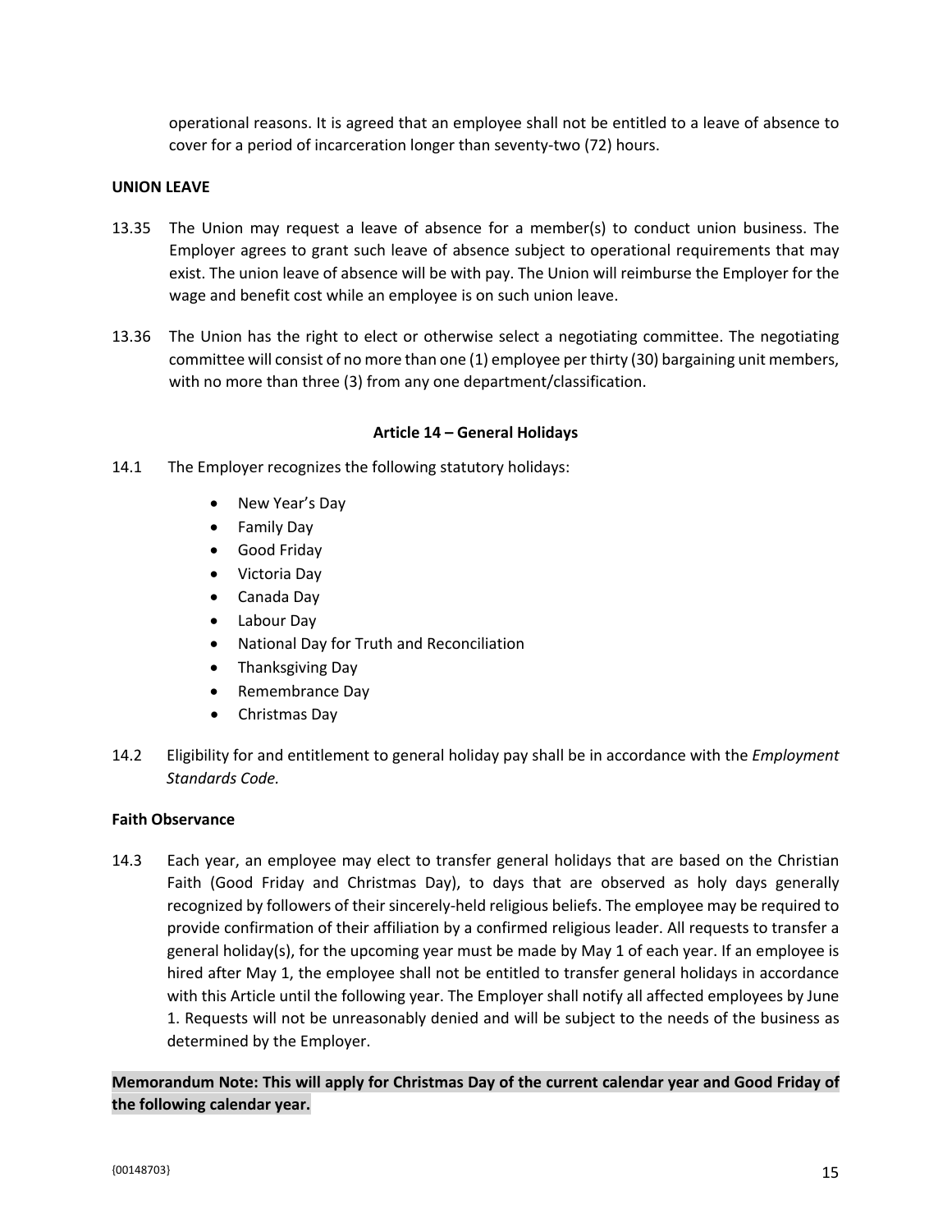operational reasons. It is agreed that an employee shall not be entitled to a leave of absence to cover for a period of incarceration longer than seventy-two (72) hours.

**UNION LEAVE**

13.35 The Union may request a leave of absence for a member(s) to conduct union business. The Employer agrees to grant such leave of absence subject to operational requirements that may exist. The union leave of absence will be with pay. The Union will reimburse the Employer for the wage and benefit cost while an employee is on such union leave.

13.36 The Union has the right to elect or otherwise select a negotiating committee. The negotiating committee will consist of no more than one (1) employee per thirty (30) bargaining unit members, with no more than three (3) from any one department/classification.

## Article 14 – General Holidays

14.1 The Employer recognizes the following statutory holidays:

- New Year's Day
- Family Day
- Good Friday
- Victoria Day
- Canada Day
- Labour Day
- National Day for Truth and Reconciliation
- Thanksgiving Day
- Remembrance Day
- Christmas Day

14.2 Eligibility for and entitlement to general holiday pay shall be in accordance with the *Employment Standards Code.*

**Faith Observance**

14.3 Each year, an employee may elect to transfer general holidays that are based on the Christian Faith (Good Friday and Christmas Day), to days that are observed as holy days generally recognized by followers of their sincerely-held religious beliefs. The employee may be required to provide confirmation of their affiliation by a confirmed religious leader. All requests to transfer a general holiday(s), for the upcoming year must be made by May 1 of each year. If an employee is hired after May 1, the employee shall not be entitled to transfer general holidays in accordance with this Article until the following year. The Employer shall notify all affected employees by June 1. Requests will not be unreasonably denied and will be subject to the needs of the business as determined by the Employer.

**Memorandum Note: This will apply for Christmas Day of the current calendar year and Good Friday of the following calendar year.**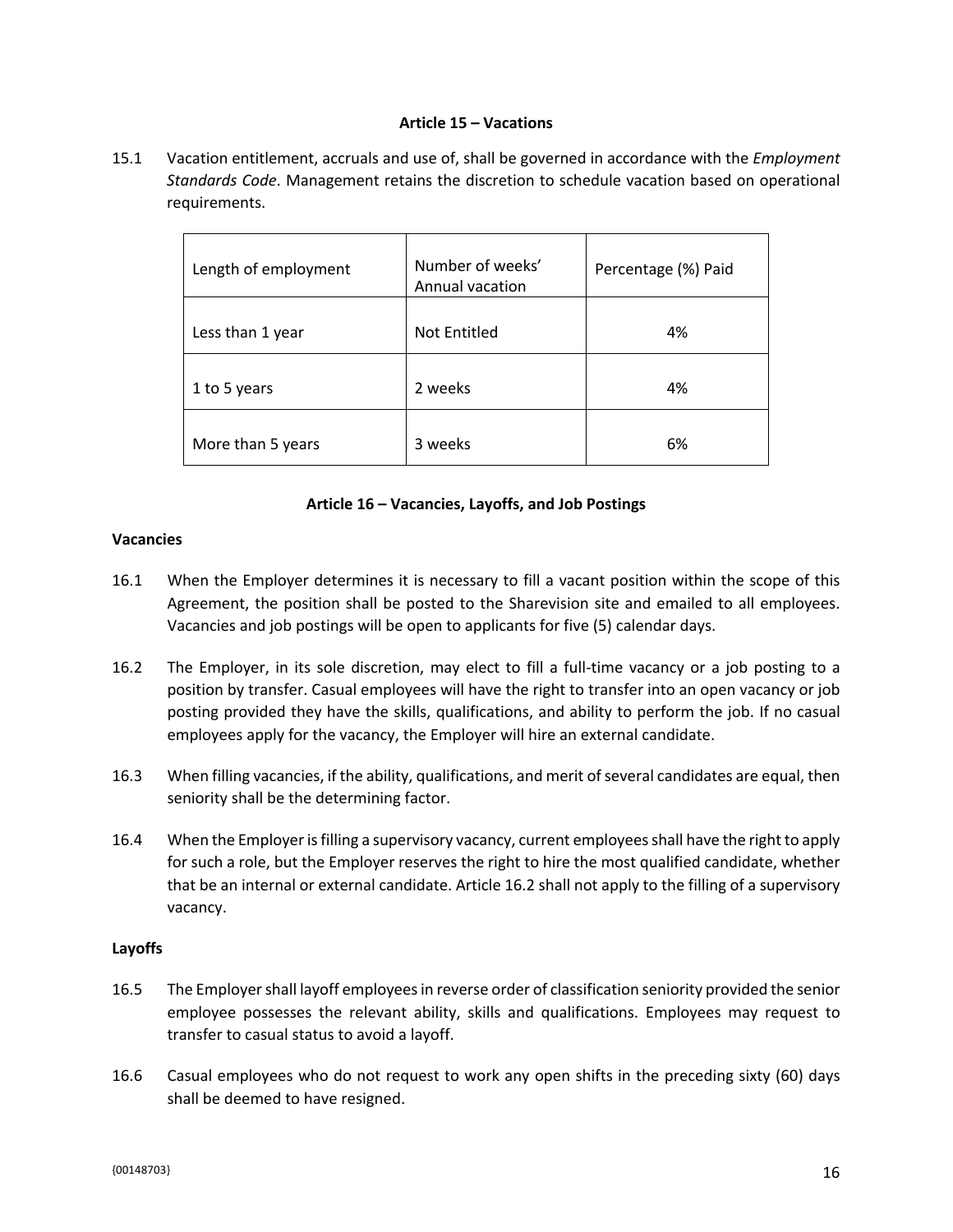## Article 15 – Vacations

15.1 Vacation entitlement, accruals and use of, shall be governed in accordance with the *Employment Standards Code*. Management retains the discretion to schedule vacation based on operational requirements.

| Length of employment | Number of weeks' Annual vacation | Percentage (%) Paid |
|---|---|---|
| Less than 1 year | Not Entitled | 4% |
| 1 to 5 years | 2 weeks | 4% |
| More than 5 years | 3 weeks | 6% |

## Article 16 – Vacancies, Layoffs, and Job Postings

**Vacancies**

16.1 When the Employer determines it is necessary to fill a vacant position within the scope of this Agreement, the position shall be posted to the Sharevision site and emailed to all employees. Vacancies and job postings will be open to applicants for five (5) calendar days.

16.2 The Employer, in its sole discretion, may elect to fill a full-time vacancy or a job posting to a position by transfer. Casual employees will have the right to transfer into an open vacancy or job posting provided they have the skills, qualifications, and ability to perform the job. If no casual employees apply for the vacancy, the Employer will hire an external candidate.

16.3 When filling vacancies, if the ability, qualifications, and merit of several candidates are equal, then seniority shall be the determining factor.

16.4 When the Employer is filling a supervisory vacancy, current employees shall have the right to apply for such a role, but the Employer reserves the right to hire the most qualified candidate, whether that be an internal or external candidate. Article 16.2 shall not apply to the filling of a supervisory vacancy.

**Layoffs**

16.5 The Employer shall layoff employees in reverse order of classification seniority provided the senior employee possesses the relevant ability, skills and qualifications. Employees may request to transfer to casual status to avoid a layoff.

16.6 Casual employees who do not request to work any open shifts in the preceding sixty (60) days shall be deemed to have resigned.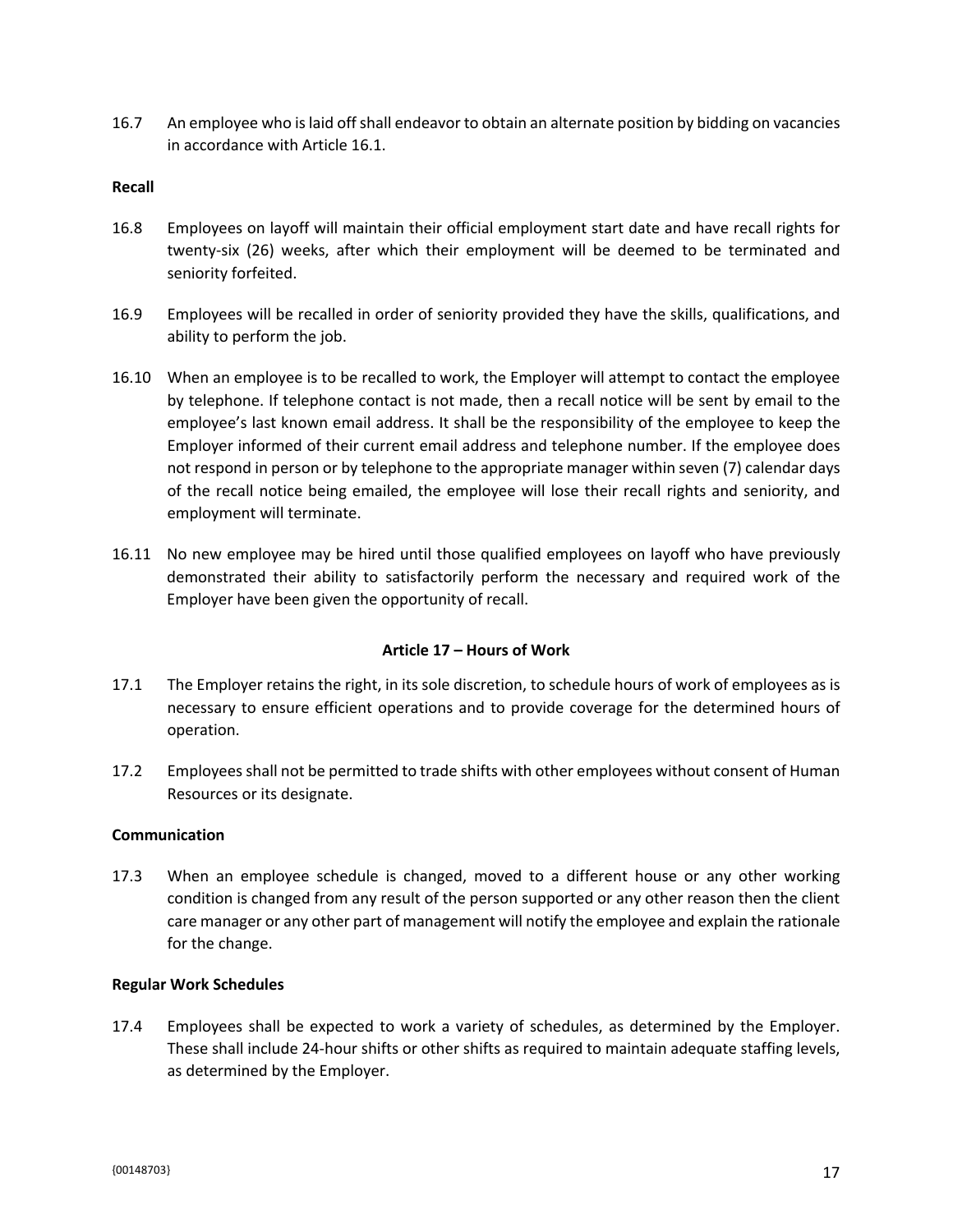16.7 An employee who is laid off shall endeavor to obtain an alternate position by bidding on vacancies in accordance with Article 16.1.

**Recall**

16.8 Employees on layoff will maintain their official employment start date and have recall rights for twenty-six (26) weeks, after which their employment will be deemed to be terminated and seniority forfeited.

16.9 Employees will be recalled in order of seniority provided they have the skills, qualifications, and ability to perform the job.

16.10 When an employee is to be recalled to work, the Employer will attempt to contact the employee by telephone. If telephone contact is not made, then a recall notice will be sent by email to the employee's last known email address. It shall be the responsibility of the employee to keep the Employer informed of their current email address and telephone number. If the employee does not respond in person or by telephone to the appropriate manager within seven (7) calendar days of the recall notice being emailed, the employee will lose their recall rights and seniority, and employment will terminate.

16.11 No new employee may be hired until those qualified employees on layoff who have previously demonstrated their ability to satisfactorily perform the necessary and required work of the Employer have been given the opportunity of recall.

## Article 17 – Hours of Work

17.1 The Employer retains the right, in its sole discretion, to schedule hours of work of employees as is necessary to ensure efficient operations and to provide coverage for the determined hours of operation.

17.2 Employees shall not be permitted to trade shifts with other employees without consent of Human Resources or its designate.

**Communication**

17.3 When an employee schedule is changed, moved to a different house or any other working condition is changed from any result of the person supported or any other reason then the client care manager or any other part of management will notify the employee and explain the rationale for the change.

**Regular Work Schedules**

17.4 Employees shall be expected to work a variety of schedules, as determined by the Employer. These shall include 24-hour shifts or other shifts as required to maintain adequate staffing levels, as determined by the Employer.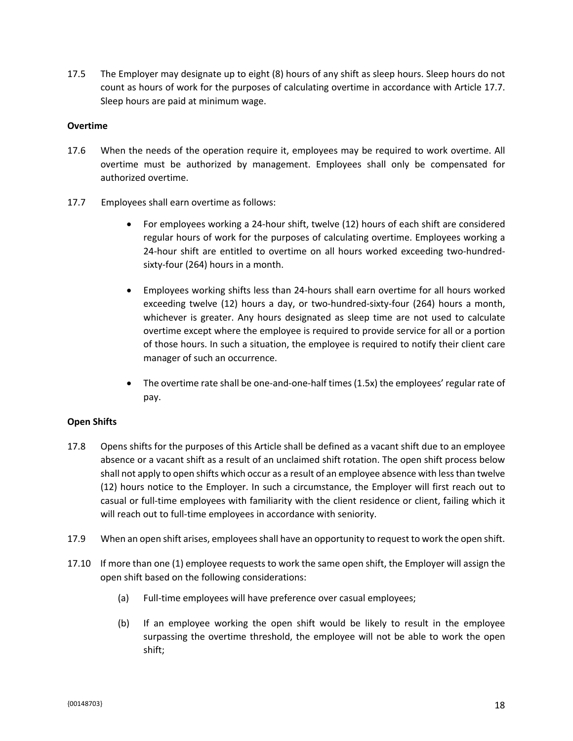17.5 The Employer may designate up to eight (8) hours of any shift as sleep hours. Sleep hours do not count as hours of work for the purposes of calculating overtime in accordance with Article 17.7. Sleep hours are paid at minimum wage.

**Overtime**

17.6 When the needs of the operation require it, employees may be required to work overtime. All overtime must be authorized by management. Employees shall only be compensated for authorized overtime.

17.7 Employees shall earn overtime as follows:

- For employees working a 24-hour shift, twelve (12) hours of each shift are considered regular hours of work for the purposes of calculating overtime. Employees working a 24-hour shift are entitled to overtime on all hours worked exceeding two-hundred-sixty-four (264) hours in a month.

- Employees working shifts less than 24-hours shall earn overtime for all hours worked exceeding twelve (12) hours a day, or two-hundred-sixty-four (264) hours a month, whichever is greater. Any hours designated as sleep time are not used to calculate overtime except where the employee is required to provide service for all or a portion of those hours. In such a situation, the employee is required to notify their client care manager of such an occurrence.

- The overtime rate shall be one-and-one-half times (1.5x) the employees' regular rate of pay.

**Open Shifts**

17.8 Opens shifts for the purposes of this Article shall be defined as a vacant shift due to an employee absence or a vacant shift as a result of an unclaimed shift rotation. The open shift process below shall not apply to open shifts which occur as a result of an employee absence with less than twelve (12) hours notice to the Employer. In such a circumstance, the Employer will first reach out to casual or full-time employees with familiarity with the client residence or client, failing which it will reach out to full-time employees in accordance with seniority.

17.9 When an open shift arises, employees shall have an opportunity to request to work the open shift.

17.10 If more than one (1) employee requests to work the same open shift, the Employer will assign the open shift based on the following considerations:

(a) Full-time employees will have preference over casual employees;

(b) If an employee working the open shift would be likely to result in the employee surpassing the overtime threshold, the employee will not be able to work the open shift;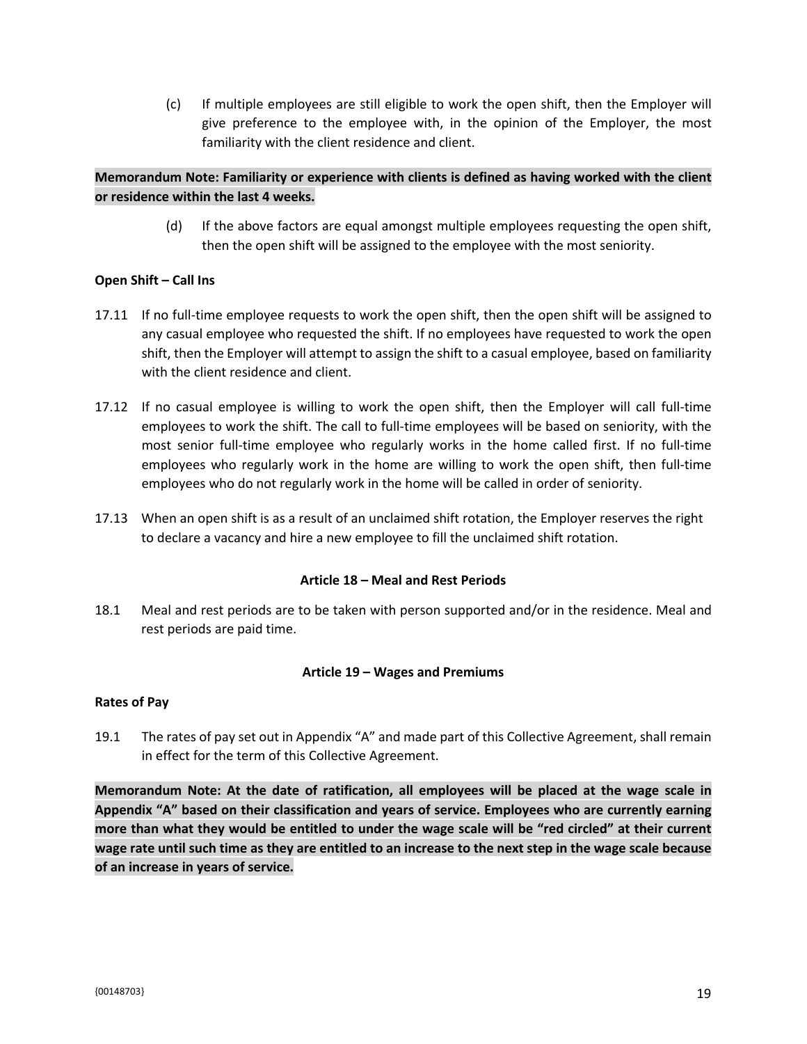(c) If multiple employees are still eligible to work the open shift, then the Employer will give preference to the employee with, in the opinion of the Employer, the most familiarity with the client residence and client.

**Memorandum Note: Familiarity or experience with clients is defined as having worked with the client or residence within the last 4 weeks.**

(d) If the above factors are equal amongst multiple employees requesting the open shift, then the open shift will be assigned to the employee with the most seniority.

**Open Shift – Call Ins**

17.11 If no full-time employee requests to work the open shift, then the open shift will be assigned to any casual employee who requested the shift. If no employees have requested to work the open shift, then the Employer will attempt to assign the shift to a casual employee, based on familiarity with the client residence and client.

17.12 If no casual employee is willing to work the open shift, then the Employer will call full-time employees to work the shift. The call to full-time employees will be based on seniority, with the most senior full-time employee who regularly works in the home called first. If no full-time employees who regularly work in the home are willing to work the open shift, then full-time employees who do not regularly work in the home will be called in order of seniority.

17.13 When an open shift is as a result of an unclaimed shift rotation, the Employer reserves the right to declare a vacancy and hire a new employee to fill the unclaimed shift rotation.

## Article 18 – Meal and Rest Periods

18.1 Meal and rest periods are to be taken with person supported and/or in the residence. Meal and rest periods are paid time.

## Article 19 – Wages and Premiums

**Rates of Pay**

19.1 The rates of pay set out in Appendix "A" and made part of this Collective Agreement, shall remain in effect for the term of this Collective Agreement.

**Memorandum Note: At the date of ratification, all employees will be placed at the wage scale in Appendix "A" based on their classification and years of service. Employees who are currently earning more than what they would be entitled to under the wage scale will be "red circled" at their current wage rate until such time as they are entitled to an increase to the next step in the wage scale because of an increase in years of service.**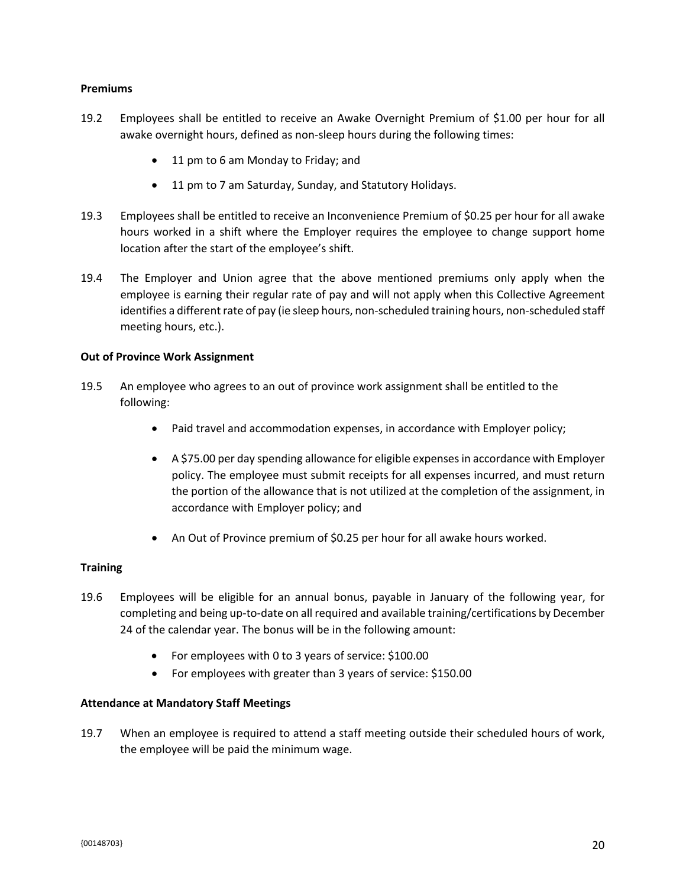**Premiums**

19.2 Employees shall be entitled to receive an Awake Overnight Premium of $1.00 per hour for all awake overnight hours, defined as non-sleep hours during the following times:

- 11 pm to 6 am Monday to Friday; and
- 11 pm to 7 am Saturday, Sunday, and Statutory Holidays.

19.3 Employees shall be entitled to receive an Inconvenience Premium of $0.25 per hour for all awake hours worked in a shift where the Employer requires the employee to change support home location after the start of the employee's shift.

19.4 The Employer and Union agree that the above mentioned premiums only apply when the employee is earning their regular rate of pay and will not apply when this Collective Agreement identifies a different rate of pay (ie sleep hours, non-scheduled training hours, non-scheduled staff meeting hours, etc.).

**Out of Province Work Assignment**

19.5 An employee who agrees to an out of province work assignment shall be entitled to the following:

- Paid travel and accommodation expenses, in accordance with Employer policy;
- A $75.00 per day spending allowance for eligible expenses in accordance with Employer policy. The employee must submit receipts for all expenses incurred, and must return the portion of the allowance that is not utilized at the completion of the assignment, in accordance with Employer policy; and
- An Out of Province premium of $0.25 per hour for all awake hours worked.

**Training**

19.6 Employees will be eligible for an annual bonus, payable in January of the following year, for completing and being up-to-date on all required and available training/certifications by December 24 of the calendar year. The bonus will be in the following amount:

- For employees with 0 to 3 years of service: $100.00
- For employees with greater than 3 years of service: $150.00

**Attendance at Mandatory Staff Meetings**

19.7 When an employee is required to attend a staff meeting outside their scheduled hours of work, the employee will be paid the minimum wage.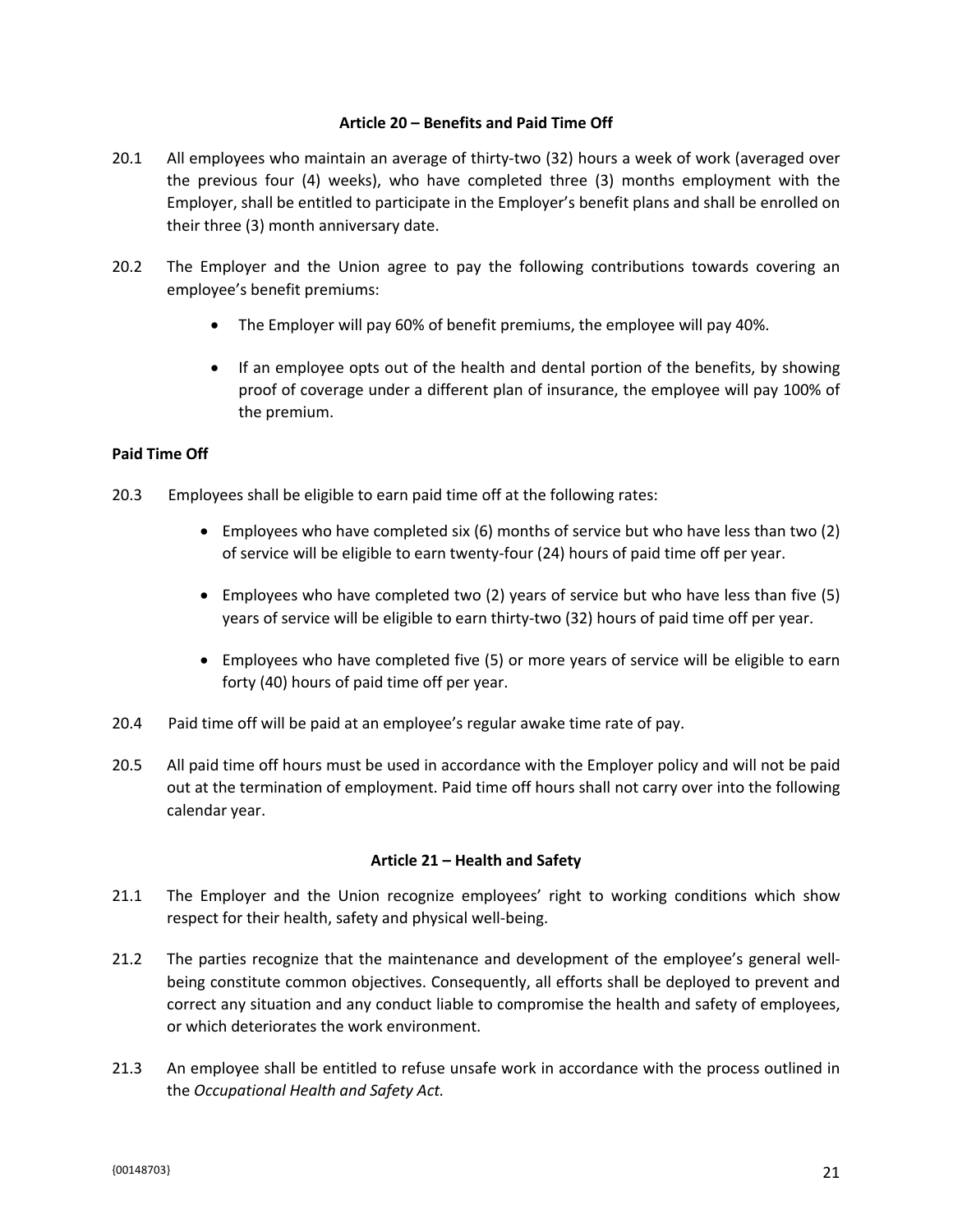## Article 20 – Benefits and Paid Time Off

20.1 All employees who maintain an average of thirty-two (32) hours a week of work (averaged over the previous four (4) weeks), who have completed three (3) months employment with the Employer, shall be entitled to participate in the Employer's benefit plans and shall be enrolled on their three (3) month anniversary date.

20.2 The Employer and the Union agree to pay the following contributions towards covering an employee's benefit premiums:

- The Employer will pay 60% of benefit premiums, the employee will pay 40%.
- If an employee opts out of the health and dental portion of the benefits, by showing proof of coverage under a different plan of insurance, the employee will pay 100% of the premium.

**Paid Time Off**

20.3 Employees shall be eligible to earn paid time off at the following rates:

- Employees who have completed six (6) months of service but who have less than two (2) of service will be eligible to earn twenty-four (24) hours of paid time off per year.
- Employees who have completed two (2) years of service but who have less than five (5) years of service will be eligible to earn thirty-two (32) hours of paid time off per year.
- Employees who have completed five (5) or more years of service will be eligible to earn forty (40) hours of paid time off per year.

20.4 Paid time off will be paid at an employee's regular awake time rate of pay.

20.5 All paid time off hours must be used in accordance with the Employer policy and will not be paid out at the termination of employment. Paid time off hours shall not carry over into the following calendar year.

## Article 21 – Health and Safety

21.1 The Employer and the Union recognize employees' right to working conditions which show respect for their health, safety and physical well-being.

21.2 The parties recognize that the maintenance and development of the employee's general well-being constitute common objectives. Consequently, all efforts shall be deployed to prevent and correct any situation and any conduct liable to compromise the health and safety of employees, or which deteriorates the work environment.

21.3 An employee shall be entitled to refuse unsafe work in accordance with the process outlined in the *Occupational Health and Safety Act.*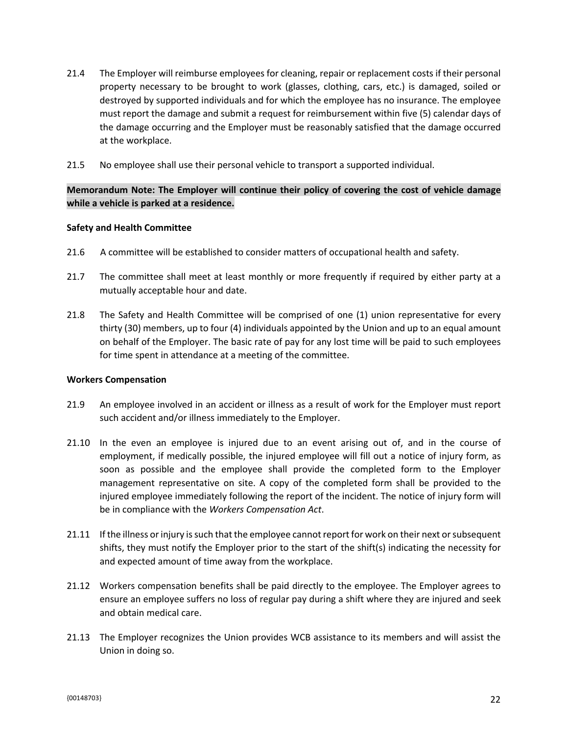21.4 The Employer will reimburse employees for cleaning, repair or replacement costs if their personal property necessary to be brought to work (glasses, clothing, cars, etc.) is damaged, soiled or destroyed by supported individuals and for which the employee has no insurance. The employee must report the damage and submit a request for reimbursement within five (5) calendar days of the damage occurring and the Employer must be reasonably satisfied that the damage occurred at the workplace.

21.5 No employee shall use their personal vehicle to transport a supported individual.

**Memorandum Note: The Employer will continue their policy of covering the cost of vehicle damage while a vehicle is parked at a residence.**

**Safety and Health Committee**

21.6 A committee will be established to consider matters of occupational health and safety.

21.7 The committee shall meet at least monthly or more frequently if required by either party at a mutually acceptable hour and date.

21.8 The Safety and Health Committee will be comprised of one (1) union representative for every thirty (30) members, up to four (4) individuals appointed by the Union and up to an equal amount on behalf of the Employer. The basic rate of pay for any lost time will be paid to such employees for time spent in attendance at a meeting of the committee.

**Workers Compensation**

21.9 An employee involved in an accident or illness as a result of work for the Employer must report such accident and/or illness immediately to the Employer.

21.10 In the even an employee is injured due to an event arising out of, and in the course of employment, if medically possible, the injured employee will fill out a notice of injury form, as soon as possible and the employee shall provide the completed form to the Employer management representative on site. A copy of the completed form shall be provided to the injured employee immediately following the report of the incident. The notice of injury form will be in compliance with the *Workers Compensation Act*.

21.11 If the illness or injury is such that the employee cannot report for work on their next or subsequent shifts, they must notify the Employer prior to the start of the shift(s) indicating the necessity for and expected amount of time away from the workplace.

21.12 Workers compensation benefits shall be paid directly to the employee. The Employer agrees to ensure an employee suffers no loss of regular pay during a shift where they are injured and seek and obtain medical care.

21.13 The Employer recognizes the Union provides WCB assistance to its members and will assist the Union in doing so.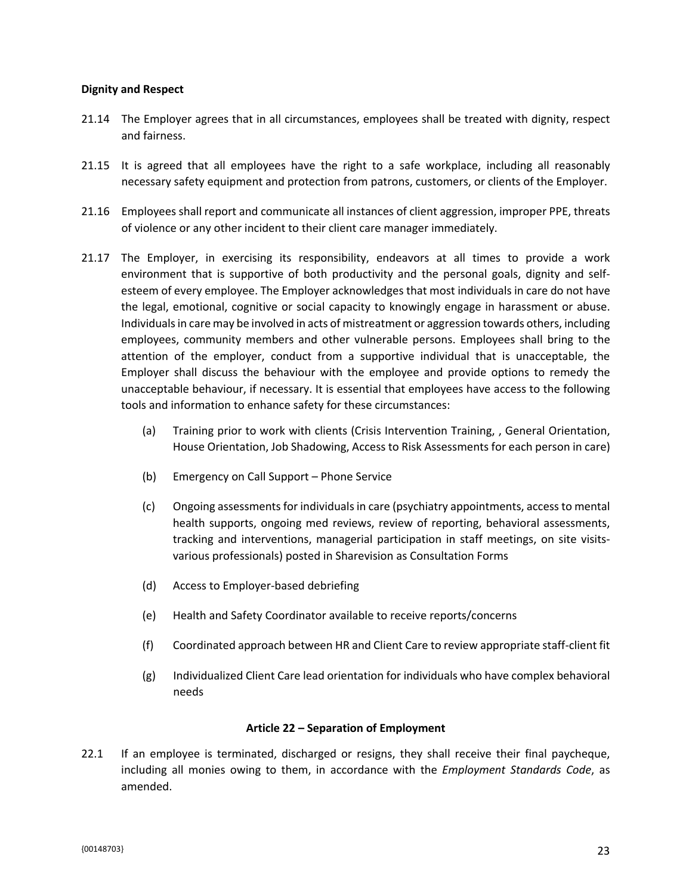**Dignity and Respect**

21.14 The Employer agrees that in all circumstances, employees shall be treated with dignity, respect and fairness.

21.15 It is agreed that all employees have the right to a safe workplace, including all reasonably necessary safety equipment and protection from patrons, customers, or clients of the Employer.

21.16 Employees shall report and communicate all instances of client aggression, improper PPE, threats of violence or any other incident to their client care manager immediately.

21.17 The Employer, in exercising its responsibility, endeavors at all times to provide a work environment that is supportive of both productivity and the personal goals, dignity and self-esteem of every employee. The Employer acknowledges that most individuals in care do not have the legal, emotional, cognitive or social capacity to knowingly engage in harassment or abuse. Individuals in care may be involved in acts of mistreatment or aggression towards others, including employees, community members and other vulnerable persons. Employees shall bring to the attention of the employer, conduct from a supportive individual that is unacceptable, the Employer shall discuss the behaviour with the employee and provide options to remedy the unacceptable behaviour, if necessary. It is essential that employees have access to the following tools and information to enhance safety for these circumstances:

(a) Training prior to work with clients (Crisis Intervention Training, , General Orientation, House Orientation, Job Shadowing, Access to Risk Assessments for each person in care)

(b) Emergency on Call Support – Phone Service

(c) Ongoing assessments for individuals in care (psychiatry appointments, access to mental health supports, ongoing med reviews, review of reporting, behavioral assessments, tracking and interventions, managerial participation in staff meetings, on site visits-various professionals) posted in Sharevision as Consultation Forms

(d) Access to Employer-based debriefing

(e) Health and Safety Coordinator available to receive reports/concerns

(f) Coordinated approach between HR and Client Care to review appropriate staff-client fit

(g) Individualized Client Care lead orientation for individuals who have complex behavioral needs

## Article 22 – Separation of Employment

22.1 If an employee is terminated, discharged or resigns, they shall receive their final paycheque, including all monies owing to them, in accordance with the *Employment Standards Code*, as amended.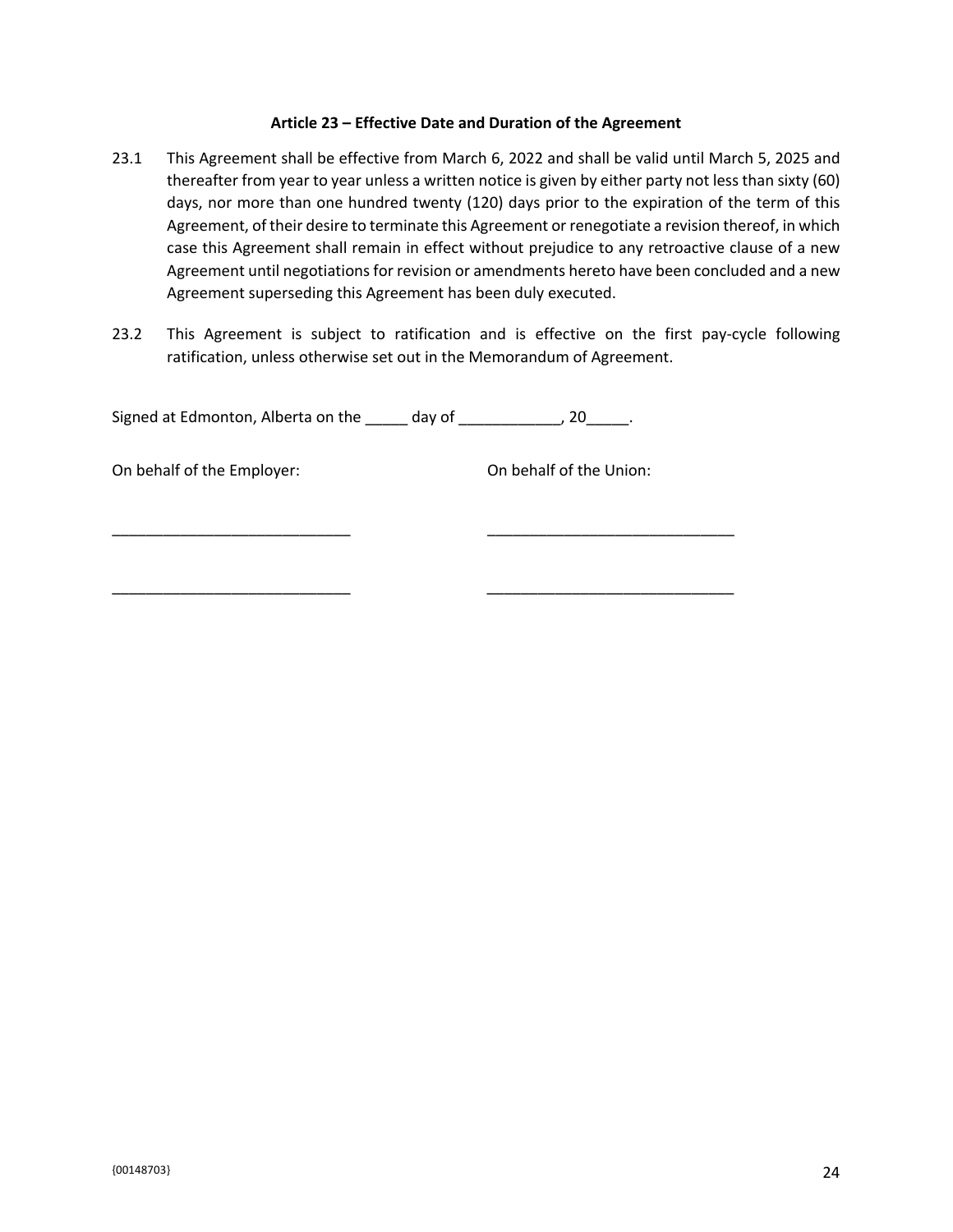### Article 23 – Effective Date and Duration of the Agreement

23.1 This Agreement shall be effective from March 6, 2022 and shall be valid until March 5, 2025 and thereafter from year to year unless a written notice is given by either party not less than sixty (60) days, nor more than one hundred twenty (120) days prior to the expiration of the term of this Agreement, of their desire to terminate this Agreement or renegotiate a revision thereof, in which case this Agreement shall remain in effect without prejudice to any retroactive clause of a new Agreement until negotiations for revision or amendments hereto have been concluded and a new Agreement superseding this Agreement has been duly executed.

23.2 This Agreement is subject to ratification and is effective on the first pay-cycle following ratification, unless otherwise set out in the Memorandum of Agreement.

Signed at Edmonton, Alberta on the _____ day of ____________, 20_____.

| On behalf of the Employer: | On behalf of the Union: |
|---|---|
| ____________________________ | _____________________________ |
| ____________________________ | _____________________________ |

{00148703}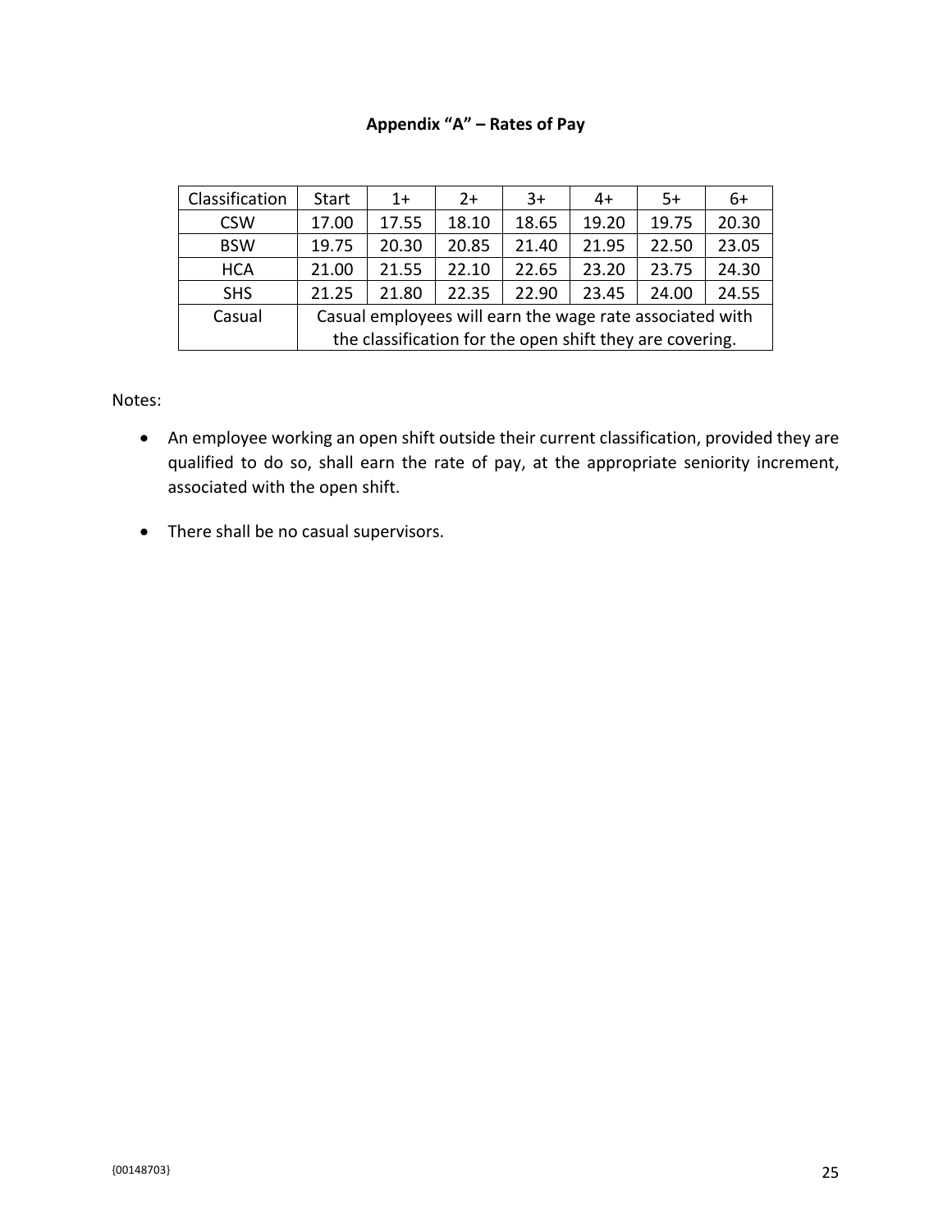**Appendix "A" – Rates of Pay**

| Classification | Start | 1+ | 2+ | 3+ | 4+ | 5+ | 6+ |
|---|---|---|---|---|---|---|---|
| CSW | 17.00 | 17.55 | 18.10 | 18.65 | 19.20 | 19.75 | 20.30 |
| BSW | 19.75 | 20.30 | 20.85 | 21.40 | 21.95 | 22.50 | 23.05 |
| HCA | 21.00 | 21.55 | 22.10 | 22.65 | 23.20 | 23.75 | 24.30 |
| SHS | 21.25 | 21.80 | 22.35 | 22.90 | 23.45 | 24.00 | 24.55 |
| Casual | Casual employees will earn the wage rate associated with the classification for the open shift they are covering. | | | | | | |

Notes:

- An employee working an open shift outside their current classification, provided they are qualified to do so, shall earn the rate of pay, at the appropriate seniority increment, associated with the open shift.
- There shall be no casual supervisors.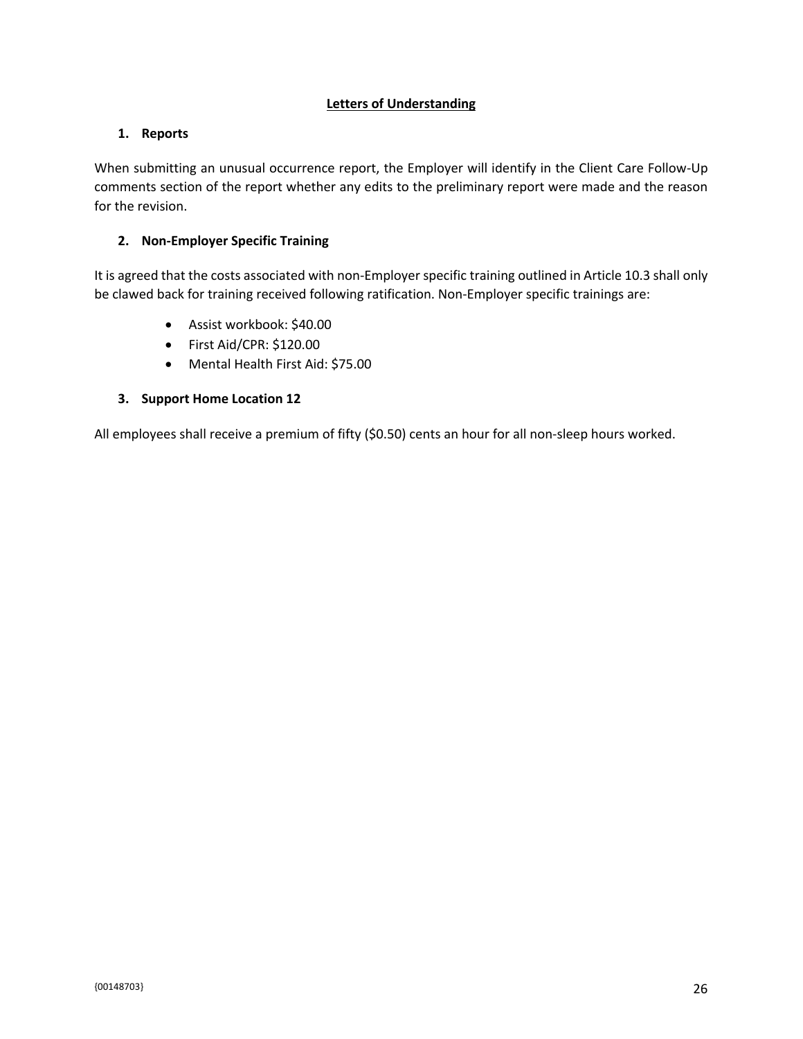## Letters of Understanding

### 1. Reports

When submitting an unusual occurrence report, the Employer will identify in the Client Care Follow-Up comments section of the report whether any edits to the preliminary report were made and the reason for the revision.

### 2. Non-Employer Specific Training

It is agreed that the costs associated with non-Employer specific training outlined in Article 10.3 shall only be clawed back for training received following ratification. Non-Employer specific trainings are:

- Assist workbook: $40.00
- First Aid/CPR: $120.00
- Mental Health First Aid: $75.00

### 3. Support Home Location 12

All employees shall receive a premium of fifty ($0.50) cents an hour for all non-sleep hours worked.